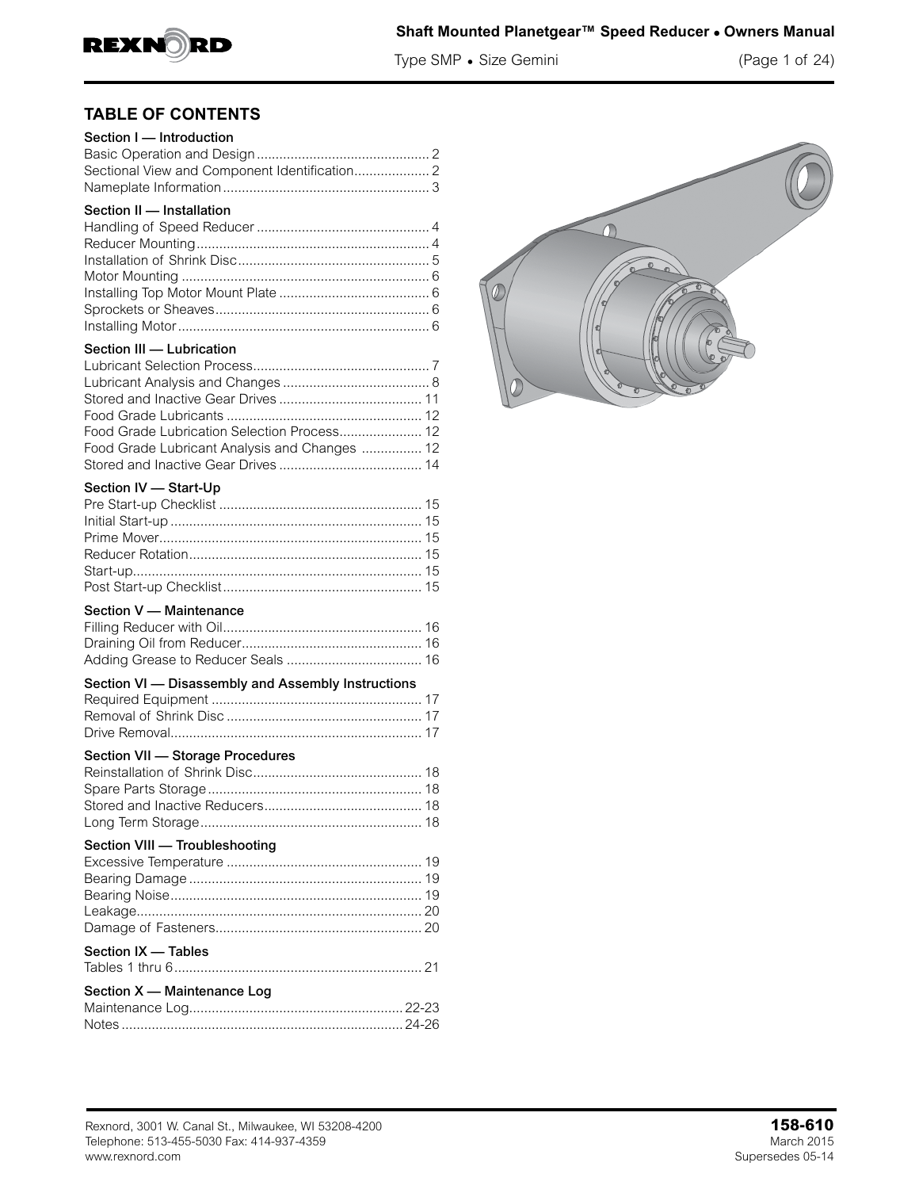# Shaft Mounted Planetgear™ Speed Reducer • Owners Manual

Type SMP • Size Gemini

## TABLE OF CONTENTS

**Section I — Introduction**
- Basic Operation and Design .... 2
- Sectional View and Component Identification .... 2
- Nameplate Information .... 3

**Section II — Installation**
- Handling of Speed Reducer .... 4
- Reducer Mounting .... 4
- Installation of Shrink Disc .... 5
- Motor Mounting .... 6
- Installing Top Motor Mount Plate .... 6
- Sprockets or Sheaves .... 6
- Installing Motor .... 6

**Section III — Lubrication**
- Lubricant Selection Process .... 7
- Lubricant Analysis and Changes .... 8
- Stored and Inactive Gear Drives .... 11
- Food Grade Lubricants .... 12
- Food Grade Lubrication Selection Process .... 12
- Food Grade Lubricant Analysis and Changes .... 12
- Stored and Inactive Gear Drives .... 14

**Section IV — Start-Up**
- Pre Start-up Checklist .... 15
- Initial Start-up .... 15
- Prime Mover .... 15
- Reducer Rotation .... 15
- Start-up .... 15
- Post Start-up Checklist .... 15

**Section V — Maintenance**
- Filling Reducer with Oil .... 16
- Draining Oil from Reducer .... 16
- Adding Grease to Reducer Seals .... 16

**Section VI — Disassembly and Assembly Instructions**
- Required Equipment .... 17
- Removal of Shrink Disc .... 17
- Drive Removal .... 17

**Section VII — Storage Procedures**
- Reinstallation of Shrink Disc .... 18
- Spare Parts Storage .... 18
- Stored and Inactive Reducers .... 18
- Long Term Storage .... 18

**Section VIII — Troubleshooting**
- Excessive Temperature .... 19
- Bearing Damage .... 19
- Bearing Noise .... 19
- Leakage .... 20
- Damage of Fasteners .... 20

**Section IX — Tables**
- Tables 1 thru 6 .... 21

**Section X — Maintenance Log**
- Maintenance Log .... 22-23
- Notes .... 24-26

Rexnord, 3001 W. Canal St., Milwaukee, WI 53208-4200
Telephone: 513-455-5030 Fax: 414-937-4359
www.rexnord.com

**158-610**
March 2015
Supersedes 05-14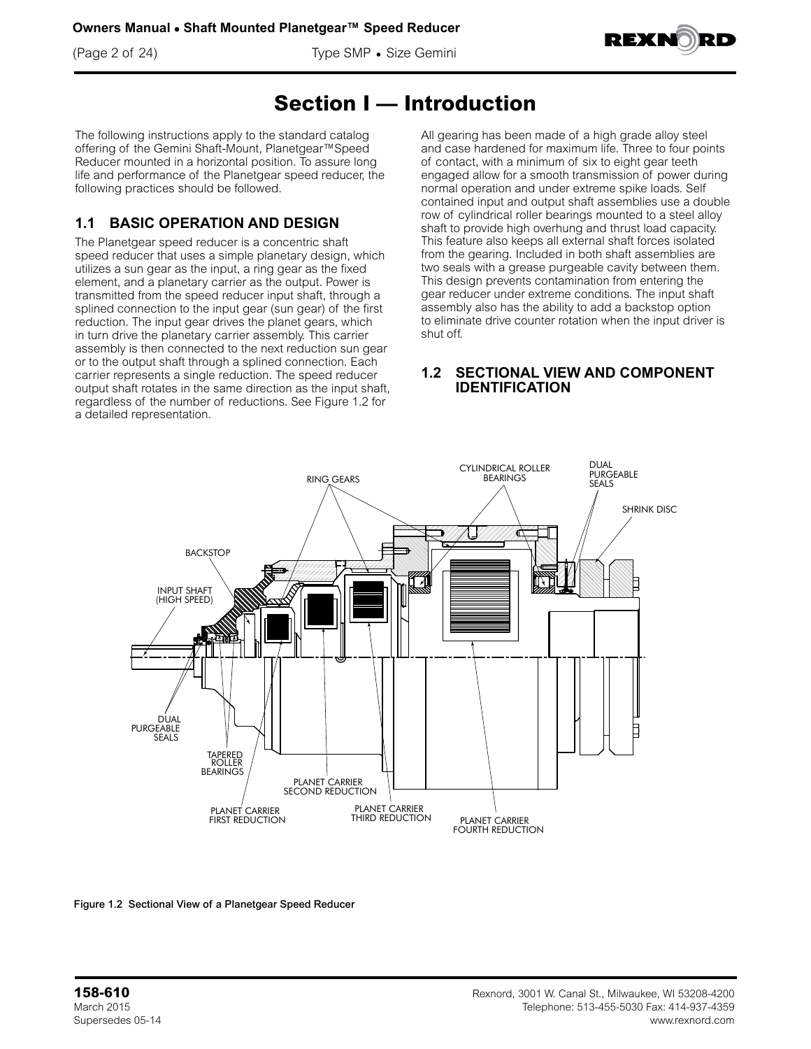# Section I — Introduction

The following instructions apply to the standard catalog offering of the Gemini Shaft-Mount, Planetgear™Speed Reducer mounted in a horizontal position. To assure long life and performance of the Planetgear speed reducer, the following practices should be followed.

## 1.1 BASIC OPERATION AND DESIGN

The Planetgear speed reducer is a concentric shaft speed reducer that uses a simple planetary design, which utilizes a sun gear as the input, a ring gear as the fixed element, and a planetary carrier as the output. Power is transmitted from the speed reducer input shaft, through a splined connection to the input gear (sun gear) of the first reduction. The input gear drives the planet gears, which in turn drive the planetary carrier assembly. This carrier assembly is then connected to the next reduction sun gear or to the output shaft through a splined connection. Each carrier represents a single reduction. The speed reducer output shaft rotates in the same direction as the input shaft, regardless of the number of reductions. See Figure 1.2 for a detailed representation.

All gearing has been made of a high grade alloy steel and case hardened for maximum life. Three to four points of contact, with a minimum of six to eight gear teeth engaged allow for a smooth transmission of power during normal operation and under extreme spike loads. Self contained input and output shaft assemblies use a double row of cylindrical roller bearings mounted to a steel alloy shaft to provide high overhung and thrust load capacity. This feature also keeps all external shaft forces isolated from the gearing. Included in both shaft assemblies are two seals with a grease purgeable cavity between them. This design prevents contamination from entering the gear reducer under extreme conditions. The input shaft assembly also has the ability to add a backstop option to eliminate drive counter rotation when the input driver is shut off.

## 1.2 SECTIONAL VIEW AND COMPONENT IDENTIFICATION

RING GEARS, CYLINDRICAL ROLLER BEARINGS, DUAL PURGEABLE SEALS, SHRINK DISC, BACKSTOP, INPUT SHAFT (HIGH SPEED), DUAL PURGEABLE SEALS, TAPERED ROLLER BEARINGS, PLANET CARRIER SECOND REDUCTION, PLANET CARRIER FIRST REDUCTION, PLANET CARRIER THIRD REDUCTION, PLANET CARRIER FOURTH REDUCTION

Figure 1.2 Sectional View of a Planetgear Speed Reducer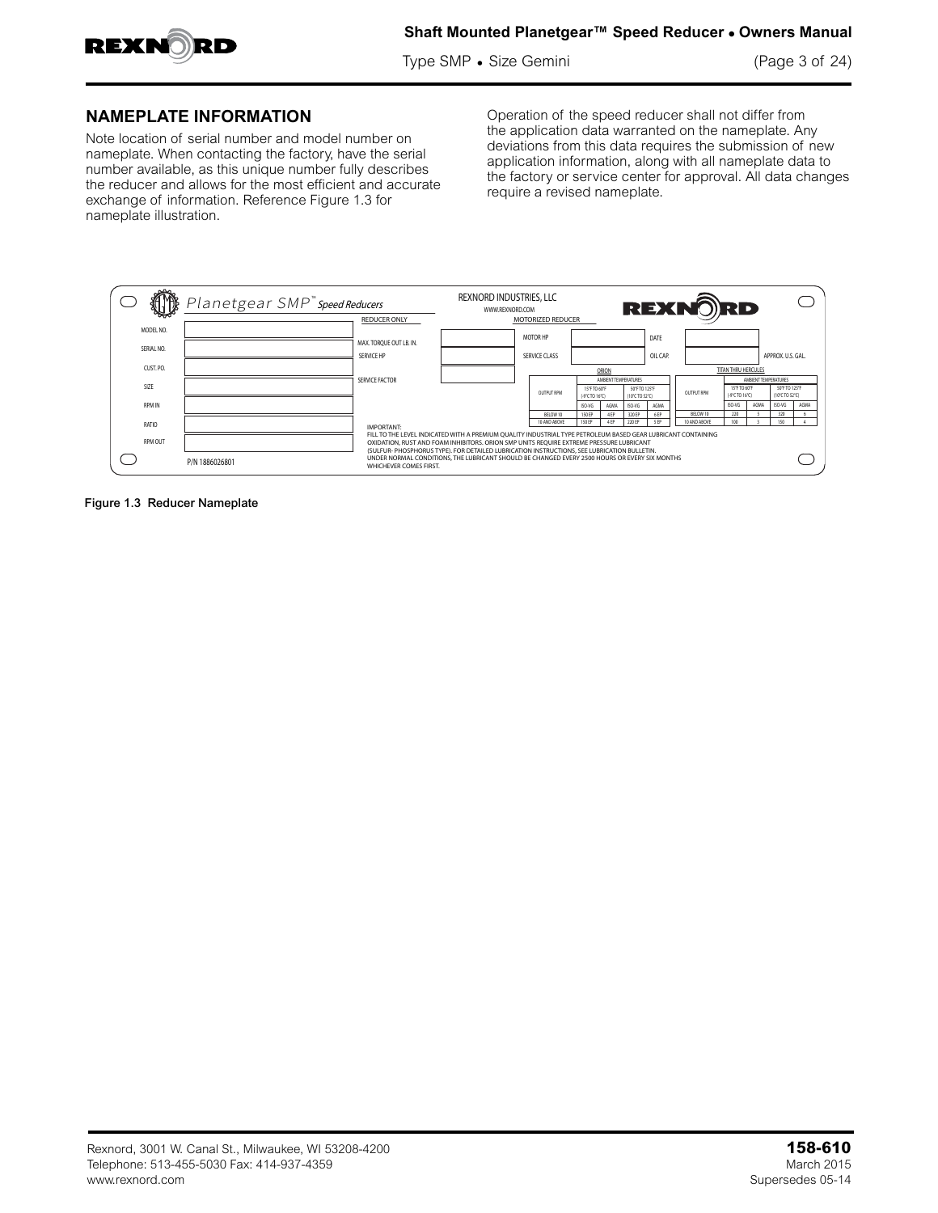## NAMEPLATE INFORMATION

Note location of serial number and model number on nameplate. When contacting the factory, have the serial number available, as this unique number fully describes the reducer and allows for the most efficient and accurate exchange of information. Reference Figure 1.3 for nameplate illustration.

Operation of the speed reducer shall not differ from the application data warranted on the nameplate. Any deviations from this data requires the submission of new application information, along with all nameplate data to the factory or service center for approval. All data changes require a revised nameplate.

Planetgear SMP™ Speed Reducers

REXNORD INDUSTRIES, LLC
WWW.REXNORD.COM

REXNORD

MODEL NO.
SERIAL NO.
CUST. P.O.
SIZE
RPM IN
RATIO
RPM OUT

P/N 1886026801

REDUCER ONLY
MAX. TORQUE OUT LB. IN.
SERVICE HP
SERVICE FACTOR

MOTORIZED REDUCER
MOTOR HP
SERVICE CLASS

DATE
OIL CAP.
APPROX. U.S. GAL.

ORION

| OUTPUT RPM | AMBIENT TEMPERATURES 15°F TO 60°F (-9°C TO 16°C) ISO-VG | AGMA | 50°F TO 125°F (10°C TO 52°C) ISO-VG | AGMA |
|---|---|---|---|---|
| BELOW 10 | 150 EP | 4 EP | 320 EP | 6 EP |
| 10 AND ABOVE | 150 EP | 4 EP | 220 EP | 5 EP |

TITAN THRU HERCULES

| OUTPUT RPM | AMBIENT TEMPERATURES 15°F TO 60°F (-9°C TO 16°C) ISO-VG | AGMA | 50°F TO 125°F (10°C TO 52°C) ISO-VG | AGMA |
|---|---|---|---|---|
| BELOW 10 | 220 | 5 | 320 | 6 |
| 10 AND ABOVE | 100 | 3 | 150 | 4 |

IMPORTANT:
FILL TO THE LEVEL INDICATED WITH A PREMIUM QUALITY INDUSTRIAL TYPE PETROLEUM BASED GEAR LUBRICANT CONTAINING OXIDATION, RUST AND FOAM INHIBITORS. ORION SMP UNITS REQUIRE EXTREME PRESSURE LUBRICANT (SULFUR- PHOSPHORUS TYPE). FOR DETAILED LUBRICATION INSTRUCTIONS, SEE LUBRICATION BULLETIN.
UNDER NORMAL CONDITIONS, THE LUBRICANT SHOULD BE CHANGED EVERY 2500 HOURS OR EVERY SIX MONTHS WHICHEVER COMES FIRST.

**Figure 1.3 Reducer Nameplate**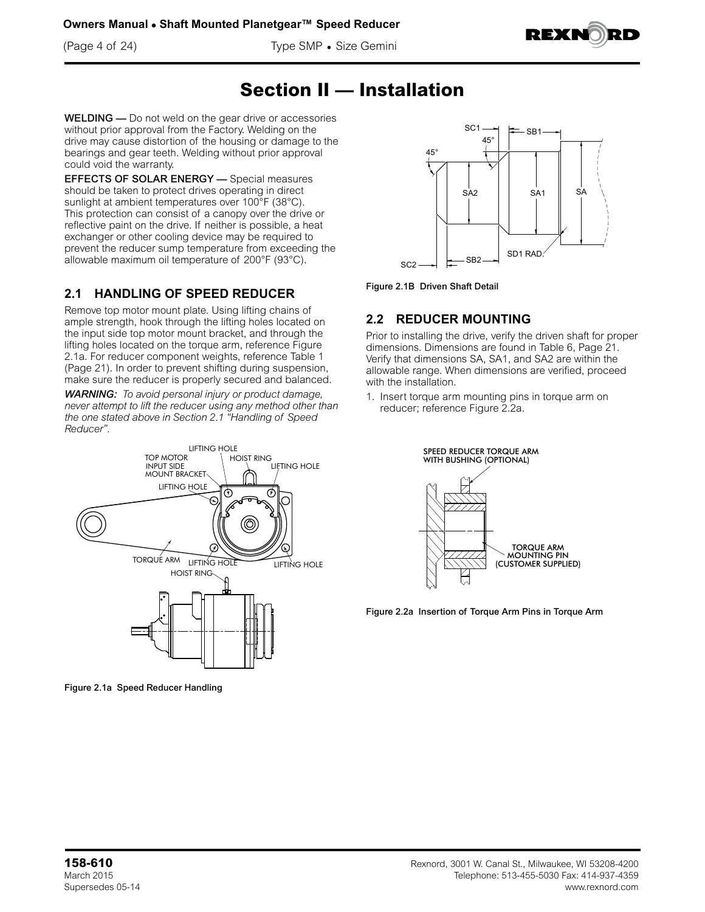# Section II — Installation

**WELDING —** Do not weld on the gear drive or accessories without prior approval from the Factory. Welding on the drive may cause distortion of the housing or damage to the bearings and gear teeth. Welding without prior approval could void the warranty.

**EFFECTS OF SOLAR ENERGY —** Special measures should be taken to protect drives operating in direct sunlight at ambient temperatures over 100°F (38°C). This protection can consist of a canopy over the drive or reflective paint on the drive. If neither is possible, a heat exchanger or other cooling device may be required to prevent the reducer sump temperature from exceeding the allowable maximum oil temperature of 200°F (93°C).

## 2.1 HANDLING OF SPEED REDUCER

Remove top motor mount plate. Using lifting chains of ample strength, hook through the lifting holes located on the input side top motor mount bracket, and through the lifting holes located on the torque arm, reference Figure 2.1a. For reducer component weights, reference Table 1 (Page 21). In order to prevent shifting during suspension, make sure the reducer is properly secured and balanced.

***WARNING:*** *To avoid personal injury or product damage, never attempt to lift the reducer using any method other than the one stated above in Section 2.1 "Handling of Speed Reducer".*

Figure 2.1a Speed Reducer Handling

Figure 2.1B Driven Shaft Detail

## 2.2 REDUCER MOUNTING

Prior to installing the drive, verify the driven shaft for proper dimensions. Dimensions are found in Table 6, Page 21. Verify that dimensions SA, SA1, and SA2 are within the allowable range. When dimensions are verified, proceed with the installation.

1. Insert torque arm mounting pins in torque arm on reducer; reference Figure 2.2a.

Figure 2.2a Insertion of Torque Arm Pins in Torque Arm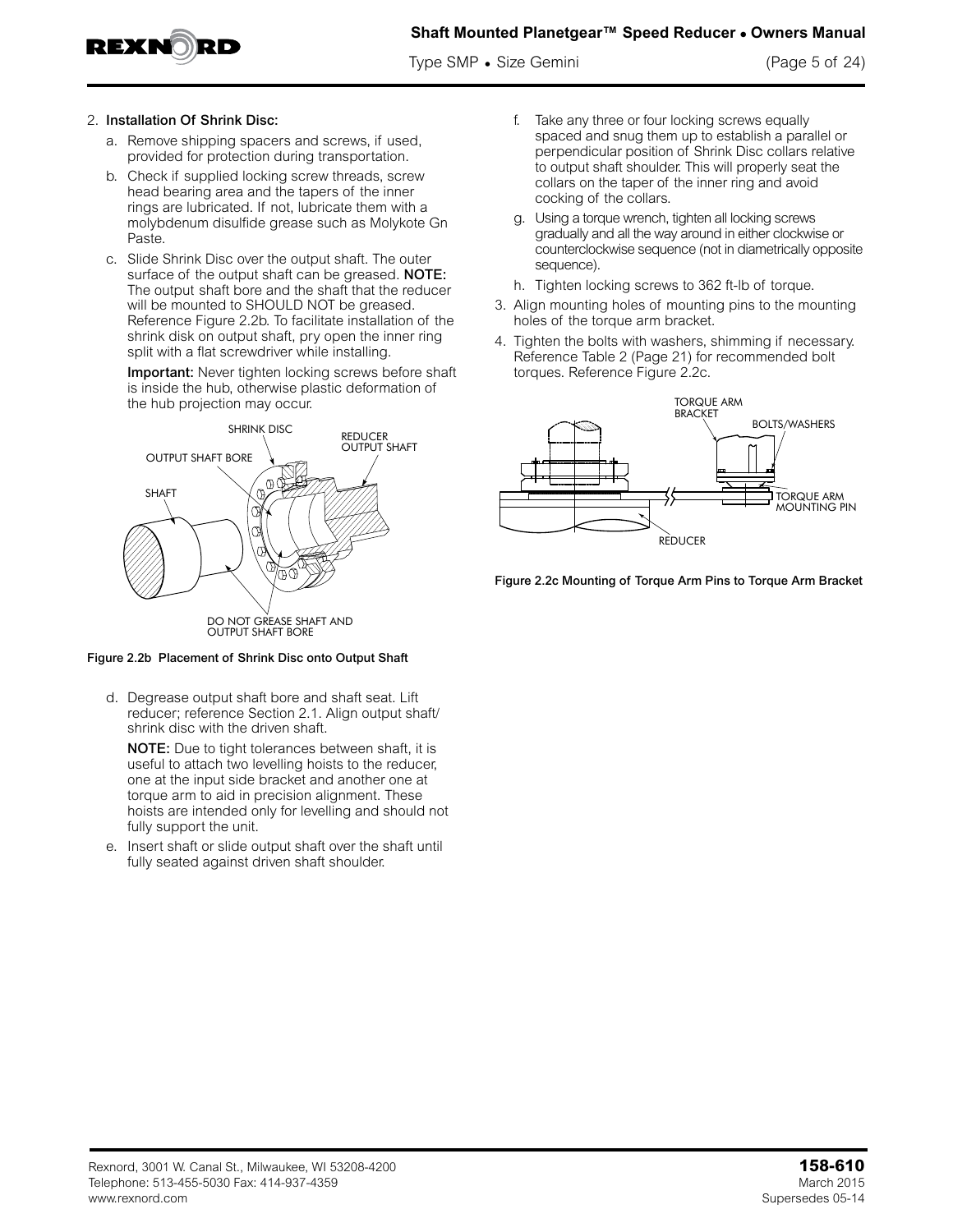2. **Installation Of Shrink Disc:**

   a. Remove shipping spacers and screws, if used, provided for protection during transportation.

   b. Check if supplied locking screw threads, screw head bearing area and the tapers of the inner rings are lubricated. If not, lubricate them with a molybdenum disulfide grease such as Molykote Gn Paste.

   c. Slide Shrink Disc over the output shaft. The outer surface of the output shaft can be greased. **NOTE:** The output shaft bore and the shaft that the reducer will be mounted to SHOULD NOT be greased. Reference Figure 2.2b. To facilitate installation of the shrink disk on output shaft, pry open the inner ring split with a flat screwdriver while installing.

   **Important:** Never tighten locking screws before shaft is inside the hub, otherwise plastic deformation of the hub projection may occur.

**Figure 2.2b Placement of Shrink Disc onto Output Shaft**

   d. Degrease output shaft bore and shaft seat. Lift reducer; reference Section 2.1. Align output shaft/shrink disc with the driven shaft.

   **NOTE:** Due to tight tolerances between shaft, it is useful to attach two levelling hoists to the reducer, one at the input side bracket and another one at torque arm to aid in precision alignment. These hoists are intended only for levelling and should not fully support the unit.

   e. Insert shaft or slide output shaft over the shaft until fully seated against driven shaft shoulder.

   f. Take any three or four locking screws equally spaced and snug them up to establish a parallel or perpendicular position of Shrink Disc collars relative to output shaft shoulder. This will properly seat the collars on the taper of the inner ring and avoid cocking of the collars.

   g. Using a torque wrench, tighten all locking screws gradually and all the way around in either clockwise or counterclockwise sequence (not in diametrically opposite sequence).

   h. Tighten locking screws to 362 ft-lb of torque.

3. Align mounting holes of mounting pins to the mounting holes of the torque arm bracket.

4. Tighten the bolts with washers, shimming if necessary. Reference Table 2 (Page 21) for recommended bolt torques. Reference Figure 2.2c.

**Figure 2.2c Mounting of Torque Arm Pins to Torque Arm Bracket**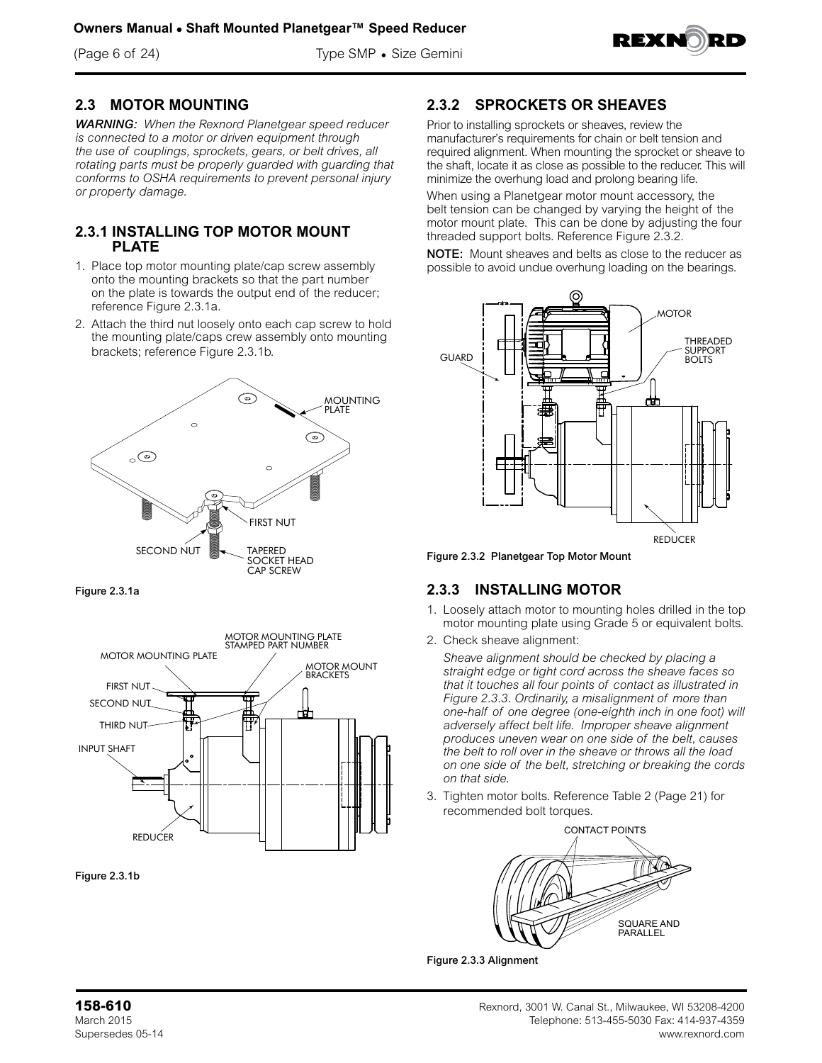## 2.3 MOTOR MOUNTING

***WARNING:*** *When the Rexnord Planetgear speed reducer is connected to a motor or driven equipment through the use of couplings, sprockets, gears, or belt drives, all rotating parts must be properly guarded with guarding that conforms to OSHA requirements to prevent personal injury or property damage.*

### 2.3.1 INSTALLING TOP MOTOR MOUNT PLATE

1. Place top motor mounting plate/cap screw assembly onto the mounting brackets so that the part number on the plate is towards the output end of the reducer; reference Figure 2.3.1a.
2. Attach the third nut loosely onto each cap screw to hold the mounting plate/caps crew assembly onto mounting brackets; reference Figure 2.3.1b.

**Figure 2.3.1a**

**Figure 2.3.1b**

## 2.3.2 SPROCKETS OR SHEAVES

Prior to installing sprockets or sheaves, review the manufacturer's requirements for chain or belt tension and required alignment. When mounting the sprocket or sheave to the shaft, locate it as close as possible to the reducer. This will minimize the overhung load and prolong bearing life.

When using a Planetgear motor mount accessory, the belt tension can be changed by varying the height of the motor mount plate. This can be done by adjusting the four threaded support bolts. Reference Figure 2.3.2.

**NOTE:** Mount sheaves and belts as close to the reducer as possible to avoid undue overhung loading on the bearings.

**Figure 2.3.2 Planetgear Top Motor Mount**

## 2.3.3 INSTALLING MOTOR

1. Loosely attach motor to mounting holes drilled in the top motor mounting plate using Grade 5 or equivalent bolts.
2. Check sheave alignment:

   *Sheave alignment should be checked by placing a straight edge or tight cord across the sheave faces so that it touches all four points of contact as illustrated in Figure 2.3.3. Ordinarily, a misalignment of more than one-half of one degree (one-eighth inch in one foot) will adversely affect belt life. Improper sheave alignment produces uneven wear on one side of the belt, causes the belt to roll over in the sheave or throws all the load on one side of the belt, stretching or breaking the cords on that side.*
3. Tighten motor bolts. Reference Table 2 (Page 21) for recommended bolt torques.

**Figure 2.3.3 Alignment**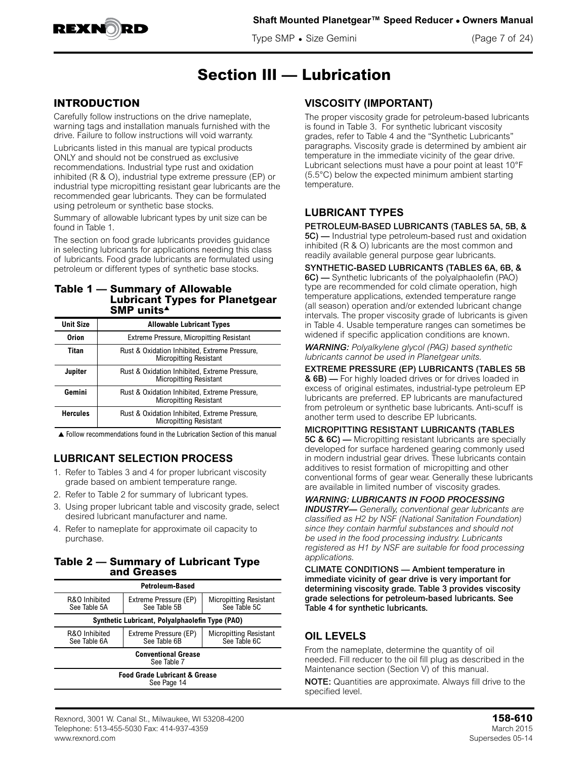# Section III — Lubrication

## INTRODUCTION

Carefully follow instructions on the drive nameplate, warning tags and installation manuals furnished with the drive. Failure to follow instructions will void warranty.

Lubricants listed in this manual are typical products ONLY and should not be construed as exclusive recommendations. Industrial type rust and oxidation inhibited (R & O), industrial type extreme pressure (EP) or industrial type micropitting resistant gear lubricants are the recommended gear lubricants. They can be formulated using petroleum or synthetic base stocks.

Summary of allowable lubricant types by unit size can be found in Table 1.

The section on food grade lubricants provides guidance in selecting lubricants for applications needing this class of lubricants. Food grade lubricants are formulated using petroleum or different types of synthetic base stocks.

### Table 1 — Summary of Allowable Lubricant Types for Planetgear SMP units▲

| Unit Size | Allowable Lubricant Types |
|---|---|
| Orion | Extreme Pressure, Micropitting Resistant |
| Titan | Rust & Oxidation Inhibited, Extreme Pressure, Micropitting Resistant |
| Jupiter | Rust & Oxidation Inhibited, Extreme Pressure, Micropitting Resistant |
| Gemini | Rust & Oxidation Inhibited, Extreme Pressure, Micropitting Resistant |
| Hercules | Rust & Oxidation Inhibited, Extreme Pressure, Micropitting Resistant |

▲ Follow recommendations found in the Lubrication Section of this manual

## LUBRICANT SELECTION PROCESS

1. Refer to Tables 3 and 4 for proper lubricant viscosity grade based on ambient temperature range.
2. Refer to Table 2 for summary of lubricant types.
3. Using proper lubricant table and viscosity grade, select desired lubricant manufacturer and name.
4. Refer to nameplate for approximate oil capacity to purchase.

### Table 2 — Summary of Lubricant Type and Greases

| Petroleum-Based | | |
|---|---|---|
| R&O Inhibited See Table 5A | Extreme Pressure (EP) See Table 5B | Micropitting Resistant See Table 5C |
| **Synthetic Lubricant, Polyalphaolefin Type (PAO)** | | |
| R&O Inhibited See Table 6A | Extreme Pressure (EP) See Table 6B | Micropitting Resistant See Table 6C |
| **Conventional Grease** See Table 7 | | |
| **Food Grade Lubricant & Grease** See Page 14 | | |

## VISCOSITY (IMPORTANT)

The proper viscosity grade for petroleum-based lubricants is found in Table 3. For synthetic lubricant viscosity grades, refer to Table 4 and the "Synthetic Lubricants" paragraphs. Viscosity grade is determined by ambient air temperature in the immediate vicinity of the gear drive. Lubricant selections must have a pour point at least 10°F (5.5°C) below the expected minimum ambient starting temperature.

## LUBRICANT TYPES

**PETROLEUM-BASED LUBRICANTS (TABLES 5A, 5B, & 5C) —** Industrial type petroleum-based rust and oxidation inhibited (R & O) lubricants are the most common and readily available general purpose gear lubricants.

**SYNTHETIC-BASED LUBRICANTS (TABLES 6A, 6B, & 6C) —** Synthetic lubricants of the polyalphaolefin (PAO) type are recommended for cold climate operation, high temperature applications, extended temperature range (all season) operation and/or extended lubricant change intervals. The proper viscosity grade of lubricants is given in Table 4. Usable temperature ranges can sometimes be widened if specific application conditions are known.

***WARNING:*** *Polyalkylene glycol (PAG) based synthetic lubricants cannot be used in Planetgear units.*

**EXTREME PRESSURE (EP) LUBRICANTS (TABLES 5B & 6B) —** For highly loaded drives or for drives loaded in excess of original estimates, industrial-type petroleum EP lubricants are preferred. EP lubricants are manufactured from petroleum or synthetic base lubricants. Anti-scuff is another term used to describe EP lubricants.

**MICROPITTING RESISTANT LUBRICANTS (TABLES 5C & 6C) —** Micropitting resistant lubricants are specially developed for surface hardened gearing commonly used in modern industrial gear drives. These lubricants contain additives to resist formation of micropitting and other conventional forms of gear wear. Generally these lubricants are available in limited number of viscosity grades.

***WARNING: LUBRICANTS IN FOOD PROCESSING INDUSTRY—*** *Generally, conventional gear lubricants are classified as H2 by NSF (National Sanitation Foundation) since they contain harmful substances and should not be used in the food processing industry. Lubricants registered as H1 by NSF are suitable for food processing applications.*

**CLIMATE CONDITIONS — Ambient temperature in immediate vicinity of gear drive is very important for determining viscosity grade. Table 3 provides viscosity grade selections for petroleum-based lubricants. See Table 4 for synthetic lubricants.**

## OIL LEVELS

From the nameplate, determine the quantity of oil needed. Fill reducer to the oil fill plug as described in the Maintenance section (Section V) of this manual.

**NOTE:** Quantities are approximate. Always fill drive to the specified level.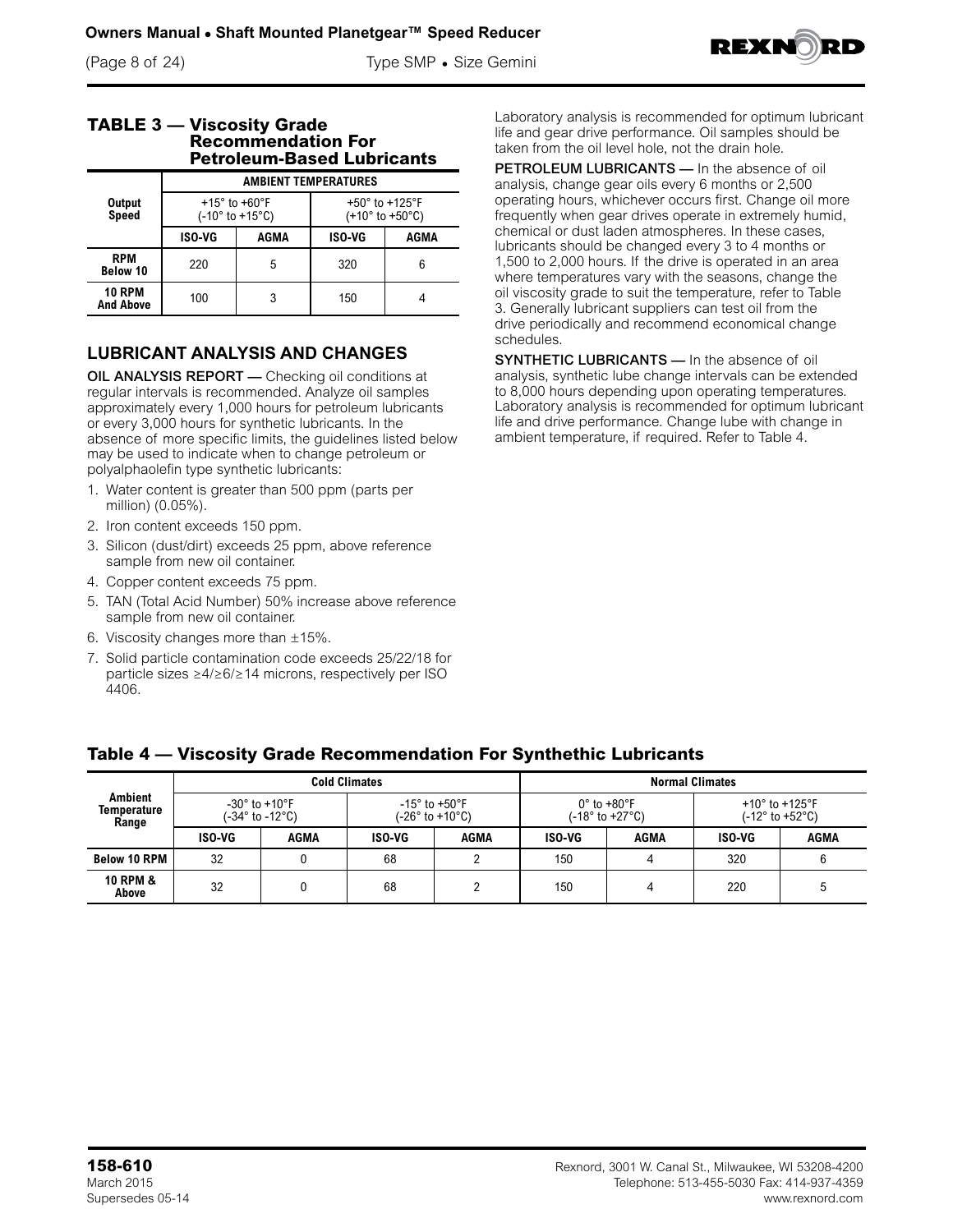## TABLE 3 — Viscosity Grade Recommendation For Petroleum-Based Lubricants

| Output Speed | AMBIENT TEMPERATURES | | | |
|---|---|---|---|---|
| | +15° to +60°F (-10° to +15°C) | | +50° to +125°F (+10° to +50°C) | |
| | ISO-VG | AGMA | ISO-VG | AGMA |
| RPM Below 10 | 220 | 5 | 320 | 6 |
| 10 RPM And Above | 100 | 3 | 150 | 4 |

## LUBRICANT ANALYSIS AND CHANGES

**OIL ANALYSIS REPORT —** Checking oil conditions at regular intervals is recommended. Analyze oil samples approximately every 1,000 hours for petroleum lubricants or every 3,000 hours for synthetic lubricants. In the absence of more specific limits, the guidelines listed below may be used to indicate when to change petroleum or polyalphaolefin type synthetic lubricants:

1. Water content is greater than 500 ppm (parts per million) (0.05%).
2. Iron content exceeds 150 ppm.
3. Silicon (dust/dirt) exceeds 25 ppm, above reference sample from new oil container.
4. Copper content exceeds 75 ppm.
5. TAN (Total Acid Number) 50% increase above reference sample from new oil container.
6. Viscosity changes more than ±15%.
7. Solid particle contamination code exceeds 25/22/18 for particle sizes ≥4/≥6/≥14 microns, respectively per ISO 4406.

Laboratory analysis is recommended for optimum lubricant life and gear drive performance. Oil samples should be taken from the oil level hole, not the drain hole.

**PETROLEUM LUBRICANTS —** In the absence of oil analysis, change gear oils every 6 months or 2,500 operating hours, whichever occurs first. Change oil more frequently when gear drives operate in extremely humid, chemical or dust laden atmospheres. In these cases, lubricants should be changed every 3 to 4 months or 1,500 to 2,000 hours. If the drive is operated in an area where temperatures vary with the seasons, change the oil viscosity grade to suit the temperature, refer to Table 3. Generally lubricant suppliers can test oil from the drive periodically and recommend economical change schedules.

**SYNTHETIC LUBRICANTS —** In the absence of oil analysis, synthetic lube change intervals can be extended to 8,000 hours depending upon operating temperatures. Laboratory analysis is recommended for optimum lubricant life and drive performance. Change lube with change in ambient temperature, if required. Refer to Table 4.

## Table 4 — Viscosity Grade Recommendation For Synthethic Lubricants

| Ambient Temperature Range | Cold Climates | | | | Normal Climates | | | |
|---|---|---|---|---|---|---|---|---|
| | -30° to +10°F (-34° to -12°C) | | -15° to +50°F (-26° to +10°C) | | 0° to +80°F (-18° to +27°C) | | +10° to +125°F (-12° to +52°C) | |
| | ISO-VG | AGMA | ISO-VG | AGMA | ISO-VG | AGMA | ISO-VG | AGMA |
| Below 10 RPM | 32 | 0 | 68 | 2 | 150 | 4 | 320 | 6 |
| 10 RPM & Above | 32 | 0 | 68 | 2 | 150 | 4 | 220 | 5 |

158-610
March 2015
Supersedes 05-14

Rexnord, 3001 W. Canal St., Milwaukee, WI 53208-4200
Telephone: 513-455-5030 Fax: 414-937-4359
www.rexnord.com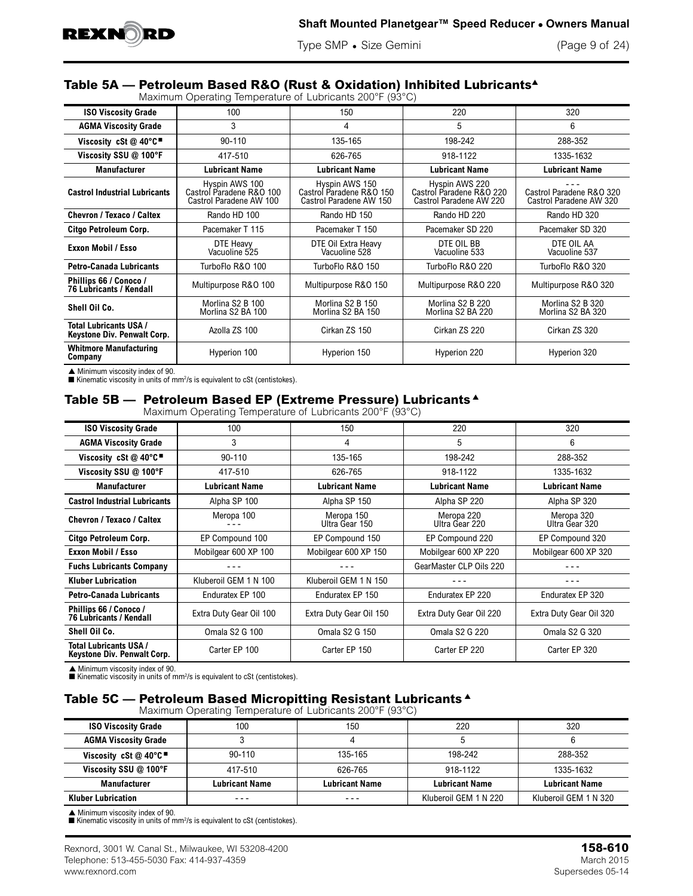## Table 5A — Petroleum Based R&O (Rust & Oxidation) Inhibited Lubricants ▲

Maximum Operating Temperature of Lubricants 200°F (93°C)

| ISO Viscosity Grade | 100 | 150 | 220 | 320 |
|---|---|---|---|---|
| **AGMA Viscosity Grade** | 3 | 4 | 5 | 6 |
| **Viscosity cSt @ 40°C ■** | 90-110 | 135-165 | 198-242 | 288-352 |
| **Viscosity SSU @ 100°F** | 417-510 | 626-765 | 918-1122 | 1335-1632 |
| **Manufacturer** | **Lubricant Name** | **Lubricant Name** | **Lubricant Name** | **Lubricant Name** |
| **Castrol Industrial Lubricants** | Hyspin AWS 100<br>Castrol Paradene R&O 100<br>Castrol Paradene AW 100 | Hyspin AWS 150<br>Castrol Paradene R&O 150<br>Castrol Paradene AW 150 | Hyspin AWS 220<br>Castrol Paradene R&O 220<br>Castrol Paradene AW 220 | - - -<br>Castrol Paradene R&O 320<br>Castrol Paradene AW 320 |
| **Chevron / Texaco / Caltex** | Rando HD 100 | Rando HD 150 | Rando HD 220 | Rando HD 320 |
| **Citgo Petroleum Corp.** | Pacemaker T 115 | Pacemaker T 150 | Pacemaker SD 220 | Pacemaker SD 320 |
| **Exxon Mobil / Esso** | DTE Heavy<br>Vacuoline 525 | DTE Oil Extra Heavy<br>Vacuoline 528 | DTE OIL BB<br>Vacuoline 533 | DTE OIL AA<br>Vacuoline 537 |
| **Petro-Canada Lubricants** | TurboFlo R&O 100 | TurboFlo R&O 150 | TurboFlo R&O 220 | TurboFlo R&O 320 |
| **Phillips 66 / Conoco / 76 Lubricants / Kendall** | Multipurpose R&O 100 | Multipurpose R&O 150 | Multipurpose R&O 220 | Multipurpose R&O 320 |
| **Shell Oil Co.** | Morlina S2 B 100<br>Morlina S2 BA 100 | Morlina S2 B 150<br>Morlina S2 BA 150 | Morlina S2 B 220<br>Morlina S2 BA 220 | Morlina S2 B 320<br>Morlina S2 BA 320 |
| **Total Lubricants USA / Keystone Div. Penwalt Corp.** | Azolla ZS 100 | Cirkan ZS 150 | Cirkan ZS 220 | Cirkan ZS 320 |
| **Whitmore Manufacturing Company** | Hyperion 100 | Hyperion 150 | Hyperion 220 | Hyperion 320 |

▲ Minimum viscosity index of 90.
■ Kinematic viscosity in units of mm²/s is equivalent to cSt (centistokes).

## Table 5B — Petroleum Based EP (Extreme Pressure) Lubricants ▲

Maximum Operating Temperature of Lubricants 200°F (93°C)

| ISO Viscosity Grade | 100 | 150 | 220 | 320 |
|---|---|---|---|---|
| **AGMA Viscosity Grade** | 3 | 4 | 5 | 6 |
| **Viscosity cSt @ 40°C ■** | 90-110 | 135-165 | 198-242 | 288-352 |
| **Viscosity SSU @ 100°F** | 417-510 | 626-765 | 918-1122 | 1335-1632 |
| **Manufacturer** | **Lubricant Name** | **Lubricant Name** | **Lubricant Name** | **Lubricant Name** |
| **Castrol Industrial Lubricants** | Alpha SP 100 | Alpha SP 150 | Alpha SP 220 | Alpha SP 320 |
| **Chevron / Texaco / Caltex** | Meropa 100<br>- - - | Meropa 150<br>Ultra Gear 150 | Meropa 220<br>Ultra Gear 220 | Meropa 320<br>Ultra Gear 320 |
| **Citgo Petroleum Corp.** | EP Compound 100 | EP Compound 150 | EP Compound 220 | EP Compound 320 |
| **Exxon Mobil / Esso** | Mobilgear 600 XP 100 | Mobilgear 600 XP 150 | Mobilgear 600 XP 220 | Mobilgear 600 XP 320 |
| **Fuchs Lubricants Company** | - - - | - - - | GearMaster CLP Oils 220 | - - - |
| **Kluber Lubrication** | Kluberoil GEM 1 N 100 | Kluberoil GEM 1 N 150 | - - - | - - - |
| **Petro-Canada Lubricants** | Enduratex EP 100 | Enduratex EP 150 | Enduratex EP 220 | Enduratex EP 320 |
| **Phillips 66 / Conoco / 76 Lubricants / Kendall** | Extra Duty Gear Oil 100 | Extra Duty Gear Oil 150 | Extra Duty Gear Oil 220 | Extra Duty Gear Oil 320 |
| **Shell Oil Co.** | Omala S2 G 100 | Omala S2 G 150 | Omala S2 G 220 | Omala S2 G 320 |
| **Total Lubricants USA / Keystone Div. Penwalt Corp.** | Carter EP 100 | Carter EP 150 | Carter EP 220 | Carter EP 320 |

▲ Minimum viscosity index of 90.
■ Kinematic viscosity in units of mm²/s is equivalent to cSt (centistokes).

## Table 5C — Petroleum Based Micropitting Resistant Lubricants ▲

Maximum Operating Temperature of Lubricants 200°F (93°C)

| ISO Viscosity Grade | 100 | 150 | 220 | 320 |
|---|---|---|---|---|
| **AGMA Viscosity Grade** | 3 | 4 | 5 | 6 |
| **Viscosity cSt @ 40°C ■** | 90-110 | 135-165 | 198-242 | 288-352 |
| **Viscosity SSU @ 100°F** | 417-510 | 626-765 | 918-1122 | 1335-1632 |
| **Manufacturer** | **Lubricant Name** | **Lubricant Name** | **Lubricant Name** | **Lubricant Name** |
| **Kluber Lubrication** | - - - | - - - | Kluberoil GEM 1 N 220 | Kluberoil GEM 1 N 320 |

▲ Minimum viscosity index of 90.
■ Kinematic viscosity in units of mm²/s is equivalent to cSt (centistokes).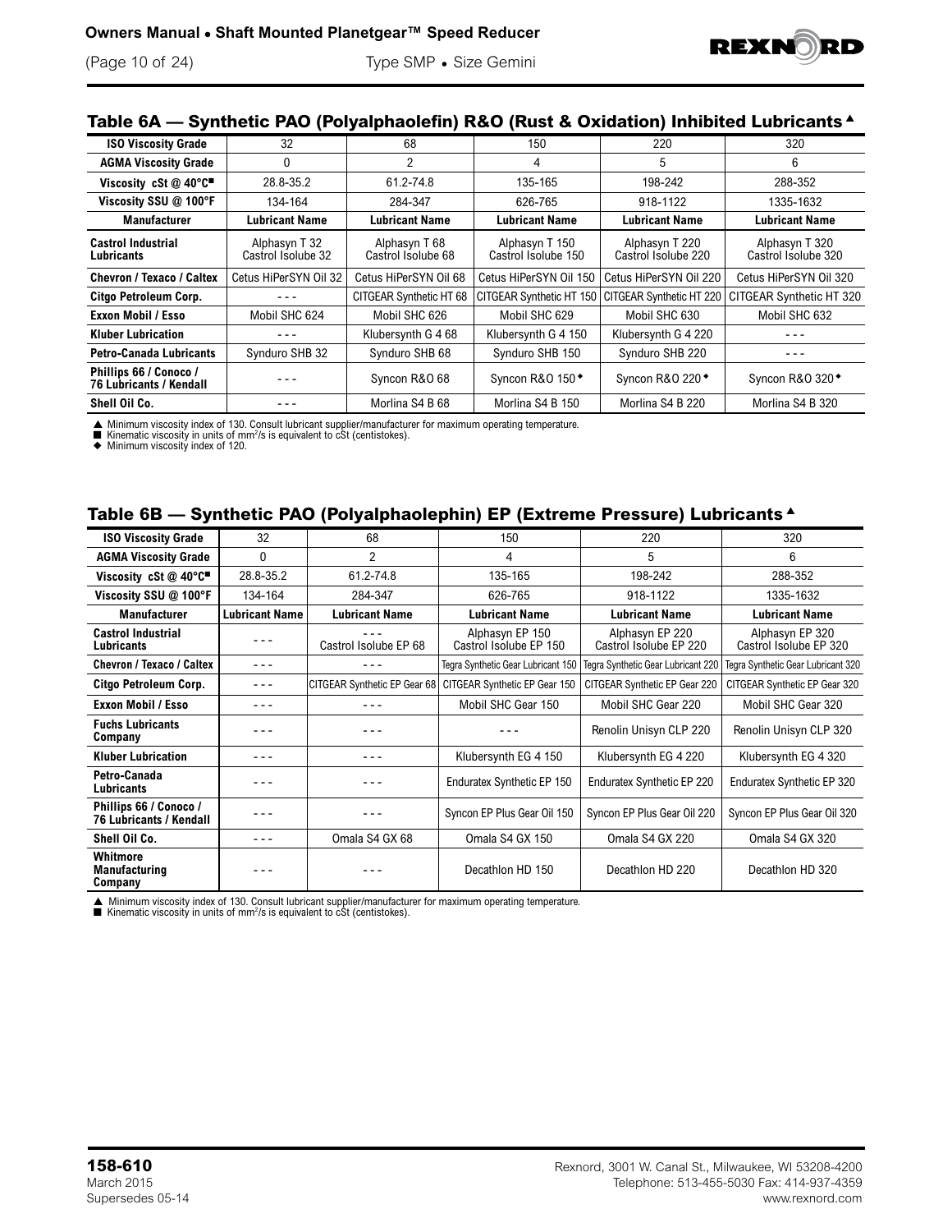## Table 6A — Synthetic PAO (Polyalphaolefin) R&O (Rust & Oxidation) Inhibited Lubricants ▲

| ISO Viscosity Grade | 32 | 68 | 150 | 220 | 320 |
|---|---|---|---|---|---|
| **AGMA Viscosity Grade** | 0 | 2 | 4 | 5 | 6 |
| **Viscosity cSt @ 40°C■** | 28.8-35.2 | 61.2-74.8 | 135-165 | 198-242 | 288-352 |
| **Viscosity SSU @ 100°F** | 134-164 | 284-347 | 626-765 | 918-1122 | 1335-1632 |
| **Manufacturer** | **Lubricant Name** | **Lubricant Name** | **Lubricant Name** | **Lubricant Name** | **Lubricant Name** |
| **Castrol Industrial Lubricants** | Alphasyn T 32 Castrol Isolube 32 | Alphasyn T 68 Castrol Isolube 68 | Alphasyn T 150 Castrol Isolube 150 | Alphasyn T 220 Castrol Isolube 220 | Alphasyn T 320 Castrol Isolube 320 |
| **Chevron / Texaco / Caltex** | Cetus HiPerSYN Oil 32 | Cetus HiPerSYN Oil 68 | Cetus HiPerSYN Oil 150 | Cetus HiPerSYN Oil 220 | Cetus HiPerSYN Oil 320 |
| **Citgo Petroleum Corp.** | - - - | CITGEAR Synthetic HT 68 | CITGEAR Synthetic HT 150 | CITGEAR Synthetic HT 220 | CITGEAR Synthetic HT 320 |
| **Exxon Mobil / Esso** | Mobil SHC 624 | Mobil SHC 626 | Mobil SHC 629 | Mobil SHC 630 | Mobil SHC 632 |
| **Kluber Lubrication** | - - - | Klubersynth G 4 68 | Klubersynth G 4 150 | Klubersynth G 4 220 | - - - |
| **Petro-Canada Lubricants** | Synduro SHB 32 | Synduro SHB 68 | Synduro SHB 150 | Synduro SHB 220 | - - - |
| **Phillips 66 / Conoco / 76 Lubricants / Kendall** | - - - | Syncon R&O 68 | Syncon R&O 150 ◆ | Syncon R&O 220 ◆ | Syncon R&O 320 ◆ |
| **Shell Oil Co.** | - - - | Morlina S4 B 68 | Morlina S4 B 150 | Morlina S4 B 220 | Morlina S4 B 320 |

▲ Minimum viscosity index of 130. Consult lubricant supplier/manufacturer for maximum operating temperature.
■ Kinematic viscosity in units of mm²/s is equivalent to cSt (centistokes).
◆ Minimum viscosity index of 120.

## Table 6B — Synthetic PAO (Polyalphaolephin) EP (Extreme Pressure) Lubricants ▲

| ISO Viscosity Grade | 32 | 68 | 150 | 220 | 320 |
|---|---|---|---|---|---|
| **AGMA Viscosity Grade** | 0 | 2 | 4 | 5 | 6 |
| **Viscosity cSt @ 40°C■** | 28.8-35.2 | 61.2-74.8 | 135-165 | 198-242 | 288-352 |
| **Viscosity SSU @ 100°F** | 134-164 | 284-347 | 626-765 | 918-1122 | 1335-1632 |
| **Manufacturer** | **Lubricant Name** | **Lubricant Name** | **Lubricant Name** | **Lubricant Name** | **Lubricant Name** |
| **Castrol Industrial Lubricants** | - - - | - - - Castrol Isolube EP 68 | Alphasyn EP 150 Castrol Isolube EP 150 | Alphasyn EP 220 Castrol Isolube EP 220 | Alphasyn EP 320 Castrol Isolube EP 320 |
| **Chevron / Texaco / Caltex** | - - - | - - - | Tegra Synthetic Gear Lubricant 150 | Tegra Synthetic Gear Lubricant 220 | Tegra Synthetic Gear Lubricant 320 |
| **Citgo Petroleum Corp.** | - - - | CITGEAR Synthetic EP Gear 68 | CITGEAR Synthetic EP Gear 150 | CITGEAR Synthetic EP Gear 220 | CITGEAR Synthetic EP Gear 320 |
| **Exxon Mobil / Esso** | - - - | - - - | Mobil SHC Gear 150 | Mobil SHC Gear 220 | Mobil SHC Gear 320 |
| **Fuchs Lubricants Company** | - - - | - - - | - - - | Renolin Unisyn CLP 220 | Renolin Unisyn CLP 320 |
| **Kluber Lubrication** | - - - | - - - | Klubersynth EG 4 150 | Klubersynth EG 4 220 | Klubersynth EG 4 320 |
| **Petro-Canada Lubricants** | - - - | - - - | Enduratex Synthetic EP 150 | Enduratex Synthetic EP 220 | Enduratex Synthetic EP 320 |
| **Phillips 66 / Conoco / 76 Lubricants / Kendall** | - - - | - - - | Syncon EP Plus Gear Oil 150 | Syncon EP Plus Gear Oil 220 | Syncon EP Plus Gear Oil 320 |
| **Shell Oil Co.** | - - - | Omala S4 GX 68 | Omala S4 GX 150 | Omala S4 GX 220 | Omala S4 GX 320 |
| **Whitmore Manufacturing Company** | - - - | - - - | Decathlon HD 150 | Decathlon HD 220 | Decathlon HD 320 |

▲ Minimum viscosity index of 130. Consult lubricant supplier/manufacturer for maximum operating temperature.
■ Kinematic viscosity in units of mm²/s is equivalent to cSt (centistokes).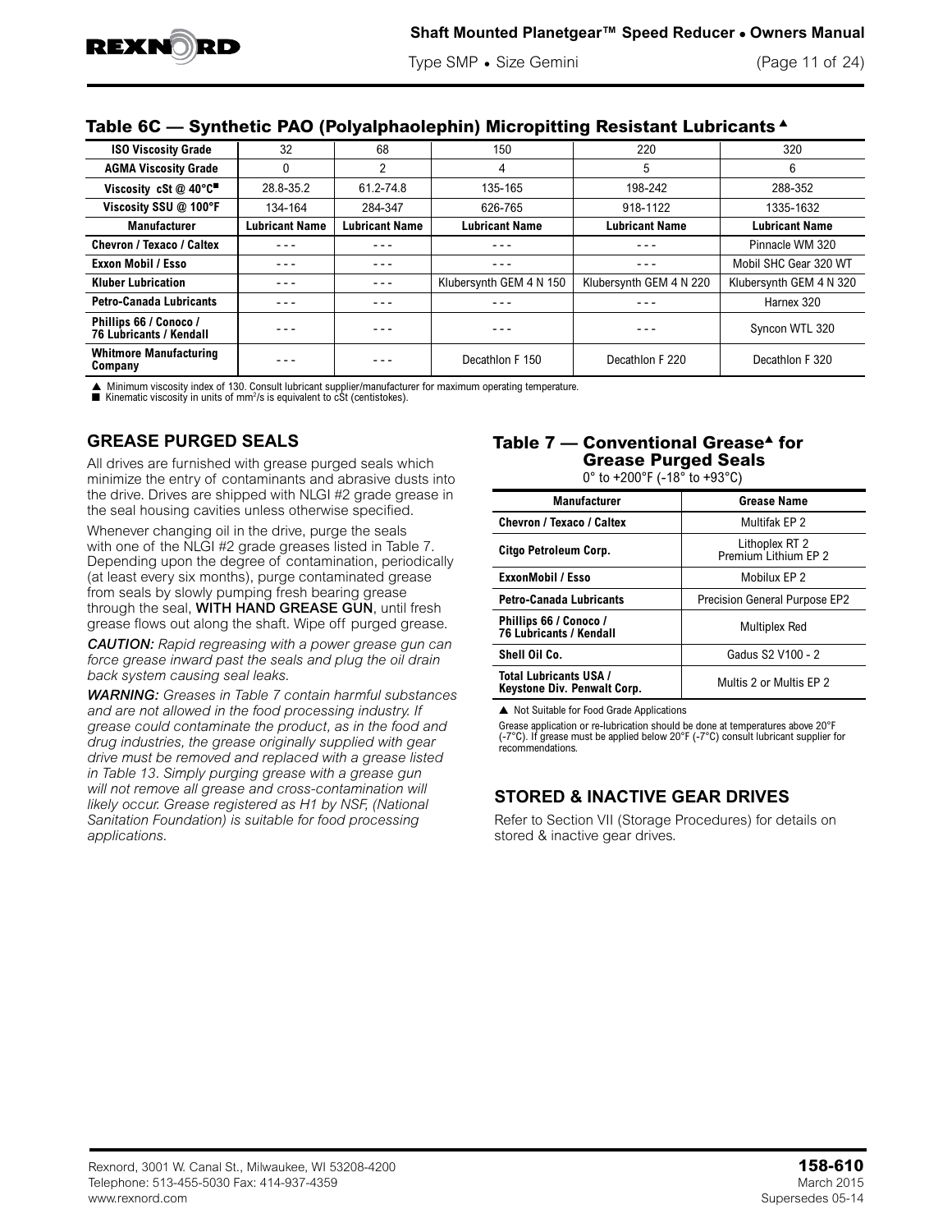## Table 6C — Synthetic PAO (Polyalphaolephin) Micropitting Resistant Lubricants ▲

| ISO Viscosity Grade | 32 | 68 | 150 | 220 | 320 |
|---|---|---|---|---|---|
| AGMA Viscosity Grade | 0 | 2 | 4 | 5 | 6 |
| Viscosity cSt @ 40°C■ | 28.8-35.2 | 61.2-74.8 | 135-165 | 198-242 | 288-352 |
| Viscosity SSU @ 100°F | 134-164 | 284-347 | 626-765 | 918-1122 | 1335-1632 |
| **Manufacturer** | **Lubricant Name** | **Lubricant Name** | **Lubricant Name** | **Lubricant Name** | **Lubricant Name** |
| Chevron / Texaco / Caltex | - - - | - - - | - - - | - - - | Pinnacle WM 320 |
| Exxon Mobil / Esso | - - - | - - - | - - - | - - - | Mobil SHC Gear 320 WT |
| Kluber Lubrication | - - - | - - - | Klubersynth GEM 4 N 150 | Klubersynth GEM 4 N 220 | Klubersynth GEM 4 N 320 |
| Petro-Canada Lubricants | - - - | - - - | - - - | - - - | Harnex 320 |
| Phillips 66 / Conoco / 76 Lubricants / Kendall | - - - | - - - | - - - | - - - | Syncon WTL 320 |
| Whitmore Manufacturing Company | - - - | - - - | Decathlon F 150 | Decathlon F 220 | Decathlon F 320 |

▲ Minimum viscosity index of 130. Consult lubricant supplier/manufacturer for maximum operating temperature.
■ Kinematic viscosity in units of $mm^2/s$ is equivalent to cSt (centistokes).

## GREASE PURGED SEALS

All drives are furnished with grease purged seals which minimize the entry of contaminants and abrasive dusts into the drive. Drives are shipped with NLGI #2 grade grease in the seal housing cavities unless otherwise specified.

Whenever changing oil in the drive, purge the seals with one of the NLGI #2 grade greases listed in Table 7. Depending upon the degree of contamination, periodically (at least every six months), purge contaminated grease from seals by slowly pumping fresh bearing grease through the seal, **WITH HAND GREASE GUN**, until fresh grease flows out along the shaft. Wipe off purged grease.

***CAUTION:*** *Rapid regreasing with a power grease gun can force grease inward past the seals and plug the oil drain back system causing seal leaks.*

***WARNING:*** *Greases in Table 7 contain harmful substances and are not allowed in the food processing industry. If grease could contaminate the product, as in the food and drug industries, the grease originally supplied with gear drive must be removed and replaced with a grease listed in Table 13. Simply purging grease with a grease gun will not remove all grease and cross-contamination will likely occur. Grease registered as H1 by NSF, (National Sanitation Foundation) is suitable for food processing applications.*

## Table 7 — Conventional Grease▲ for Grease Purged Seals

0° to +200°F (-18° to +93°C)

| Manufacturer | Grease Name |
|---|---|
| Chevron / Texaco / Caltex | Multifak EP 2 |
| Citgo Petroleum Corp. | Lithoplex RT 2<br>Premium Lithium EP 2 |
| ExxonMobil / Esso | Mobilux EP 2 |
| Petro-Canada Lubricants | Precision General Purpose EP2 |
| Phillips 66 / Conoco / 76 Lubricants / Kendall | Multiplex Red |
| Shell Oil Co. | Gadus S2 V100 - 2 |
| Total Lubricants USA / Keystone Div. Penwalt Corp. | Multis 2 or Multis EP 2 |

▲ Not Suitable for Food Grade Applications

Grease application or re-lubrication should be done at temperatures above 20°F (-7°C). If grease must be applied below 20°F (-7°C) consult lubricant supplier for recommendations.

## STORED & INACTIVE GEAR DRIVES

Refer to Section VII (Storage Procedures) for details on stored & inactive gear drives.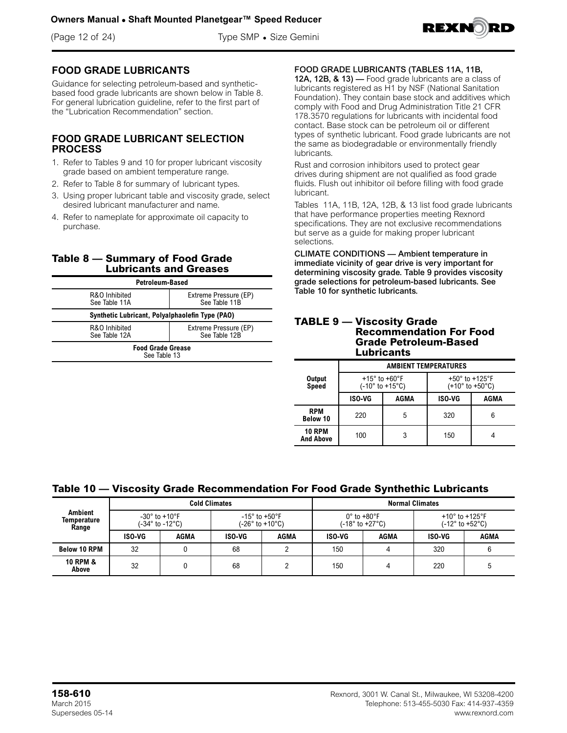## FOOD GRADE LUBRICANTS

Guidance for selecting petroleum-based and synthetic-based food grade lubricants are shown below in Table 8. For general lubrication guideline, refer to the first part of the "Lubrication Recommendation" section.

## FOOD GRADE LUBRICANT SELECTION PROCESS

1. Refer to Tables 9 and 10 for proper lubricant viscosity grade based on ambient temperature range.
2. Refer to Table 8 for summary of lubricant types.
3. Using proper lubricant table and viscosity grade, select desired lubricant manufacturer and name.
4. Refer to nameplate for approximate oil capacity to purchase.

### Table 8 — Summary of Food Grade Lubricants and Greases

| Petroleum-Based | |
|---|---|
| R&O Inhibited<br>See Table 11A | Extreme Pressure (EP)<br>See Table 11B |
| **Synthetic Lubricant, Polyalphaolefin Type (PAO)** | |
| R&O Inhibited<br>See Table 12A | Extreme Pressure (EP)<br>See Table 12B |
| **Food Grade Grease**<br>See Table 13 | |

**FOOD GRADE LUBRICANTS (TABLES 11A, 11B, 12A, 12B, & 13) —** Food grade lubricants are a class of lubricants registered as H1 by NSF (National Sanitation Foundation). They contain base stock and additives which comply with Food and Drug Administration Title 21 CFR 178.3570 regulations for lubricants with incidental food contact. Base stock can be petroleum oil or different types of synthetic lubricant. Food grade lubricants are not the same as biodegradable or environmentally friendly lubricants.

Rust and corrosion inhibitors used to protect gear drives during shipment are not qualified as food grade fluids. Flush out inhibitor oil before filling with food grade lubricant.

Tables 11A, 11B, 12A, 12B, & 13 list food grade lubricants that have performance properties meeting Rexnord specifications. They are not exclusive recommendations but serve as a guide for making proper lubricant selections.

**CLIMATE CONDITIONS — Ambient temperature in immediate vicinity of gear drive is very important for determining viscosity grade. Table 9 provides viscosity grade selections for petroleum-based lubricants. See Table 10 for synthetic lubricants.**

### TABLE 9 — Viscosity Grade Recommendation For Food Grade Petroleum-Based Lubricants

| Output Speed | AMBIENT TEMPERATURES | | | |
|---|---|---|---|---|
| | +15° to +60°F (-10° to +15°C) | | +50° to +125°F (+10° to +50°C) | |
| | ISO-VG | AGMA | ISO-VG | AGMA |
| RPM Below 10 | 220 | 5 | 320 | 6 |
| 10 RPM And Above | 100 | 3 | 150 | 4 |

### Table 10 — Viscosity Grade Recommendation For Food Grade Synthethic Lubricants

| Ambient Temperature Range | Cold Climates | | | | Normal Climates | | | |
|---|---|---|---|---|---|---|---|---|
| | -30° to +10°F (-34° to -12°C) | | -15° to +50°F (-26° to +10°C) | | 0° to +80°F (-18° to +27°C) | | +10° to +125°F (-12° to +52°C) | |
| | ISO-VG | AGMA | ISO-VG | AGMA | ISO-VG | AGMA | ISO-VG | AGMA |
| Below 10 RPM | 32 | 0 | 68 | 2 | 150 | 4 | 320 | 6 |
| 10 RPM & Above | 32 | 0 | 68 | 2 | 150 | 4 | 220 | 5 |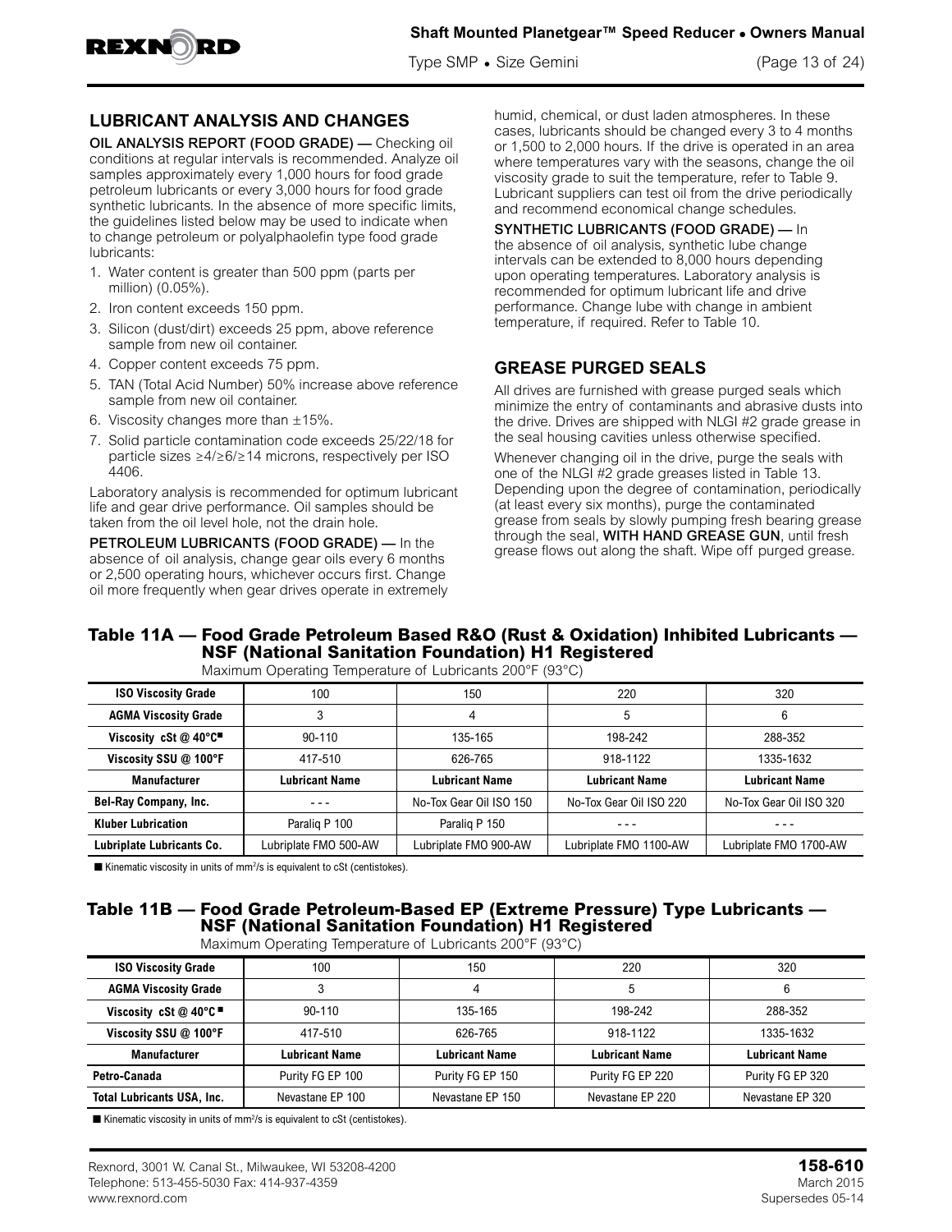## LUBRICANT ANALYSIS AND CHANGES

**OIL ANALYSIS REPORT (FOOD GRADE) —** Checking oil conditions at regular intervals is recommended. Analyze oil samples approximately every 1,000 hours for food grade petroleum lubricants or every 3,000 hours for food grade synthetic lubricants. In the absence of more specific limits, the guidelines listed below may be used to indicate when to change petroleum or polyalphaolefin type food grade lubricants:

1. Water content is greater than 500 ppm (parts per million) (0.05%).
2. Iron content exceeds 150 ppm.
3. Silicon (dust/dirt) exceeds 25 ppm, above reference sample from new oil container.
4. Copper content exceeds 75 ppm.
5. TAN (Total Acid Number) 50% increase above reference sample from new oil container.
6. Viscosity changes more than ±15%.
7. Solid particle contamination code exceeds 25/22/18 for particle sizes ≥4/≥6/≥14 microns, respectively per ISO 4406.

Laboratory analysis is recommended for optimum lubricant life and gear drive performance. Oil samples should be taken from the oil level hole, not the drain hole.

**PETROLEUM LUBRICANTS (FOOD GRADE) —** In the absence of oil analysis, change gear oils every 6 months or 2,500 operating hours, whichever occurs first. Change oil more frequently when gear drives operate in extremely humid, chemical, or dust laden atmospheres. In these cases, lubricants should be changed every 3 to 4 months or 1,500 to 2,000 hours. If the drive is operated in an area where temperatures vary with the seasons, change the oil viscosity grade to suit the temperature, refer to Table 9. Lubricant suppliers can test oil from the drive periodically and recommend economical change schedules.

**SYNTHETIC LUBRICANTS (FOOD GRADE) —** In the absence of oil analysis, synthetic lube change intervals can be extended to 8,000 hours depending upon operating temperatures. Laboratory analysis is recommended for optimum lubricant life and drive performance. Change lube with change in ambient temperature, if required. Refer to Table 10.

## GREASE PURGED SEALS

All drives are furnished with grease purged seals which minimize the entry of contaminants and abrasive dusts into the drive. Drives are shipped with NLGI #2 grade grease in the seal housing cavities unless otherwise specified.

Whenever changing oil in the drive, purge the seals with one of the NLGI #2 grade greases listed in Table 13. Depending upon the degree of contamination, periodically (at least every six months), purge the contaminated grease from seals by slowly pumping fresh bearing grease through the seal, **WITH HAND GREASE GUN**, until fresh grease flows out along the shaft. Wipe off purged grease.

### Table 11A — Food Grade Petroleum Based R&O (Rust & Oxidation) Inhibited Lubricants — NSF (National Sanitation Foundation) H1 Registered

Maximum Operating Temperature of Lubricants 200°F (93°C)

| ISO Viscosity Grade | 100 | 150 | 220 | 320 |
|---|---|---|---|---|
| **AGMA Viscosity Grade** | 3 | 4 | 5 | 6 |
| **Viscosity cSt @ 40°C■** | 90-110 | 135-165 | 198-242 | 288-352 |
| **Viscosity SSU @ 100°F** | 417-510 | 626-765 | 918-1122 | 1335-1632 |
| **Manufacturer** | **Lubricant Name** | **Lubricant Name** | **Lubricant Name** | **Lubricant Name** |
| **Bel-Ray Company, Inc.** | - - - | No-Tox Gear Oil ISO 150 | No-Tox Gear Oil ISO 220 | No-Tox Gear Oil ISO 320 |
| **Kluber Lubrication** | Paraliq P 100 | Paraliq P 150 | - - - | - - - |
| **Lubriplate Lubricants Co.** | Lubriplate FMO 500-AW | Lubriplate FMO 900-AW | Lubriplate FMO 1100-AW | Lubriplate FMO 1700-AW |

■ Kinematic viscosity in units of mm²/s is equivalent to cSt (centistokes).

### Table 11B — Food Grade Petroleum-Based EP (Extreme Pressure) Type Lubricants — NSF (National Sanitation Foundation) H1 Registered

Maximum Operating Temperature of Lubricants 200°F (93°C)

| ISO Viscosity Grade | 100 | 150 | 220 | 320 |
|---|---|---|---|---|
| **AGMA Viscosity Grade** | 3 | 4 | 5 | 6 |
| **Viscosity cSt @ 40°C■** | 90-110 | 135-165 | 198-242 | 288-352 |
| **Viscosity SSU @ 100°F** | 417-510 | 626-765 | 918-1122 | 1335-1632 |
| **Manufacturer** | **Lubricant Name** | **Lubricant Name** | **Lubricant Name** | **Lubricant Name** |
| **Petro-Canada** | Purity FG EP 100 | Purity FG EP 150 | Purity FG EP 220 | Purity FG EP 320 |
| **Total Lubricants USA, Inc.** | Nevastane EP 100 | Nevastane EP 150 | Nevastane EP 220 | Nevastane EP 320 |

■ Kinematic viscosity in units of mm²/s is equivalent to cSt (centistokes).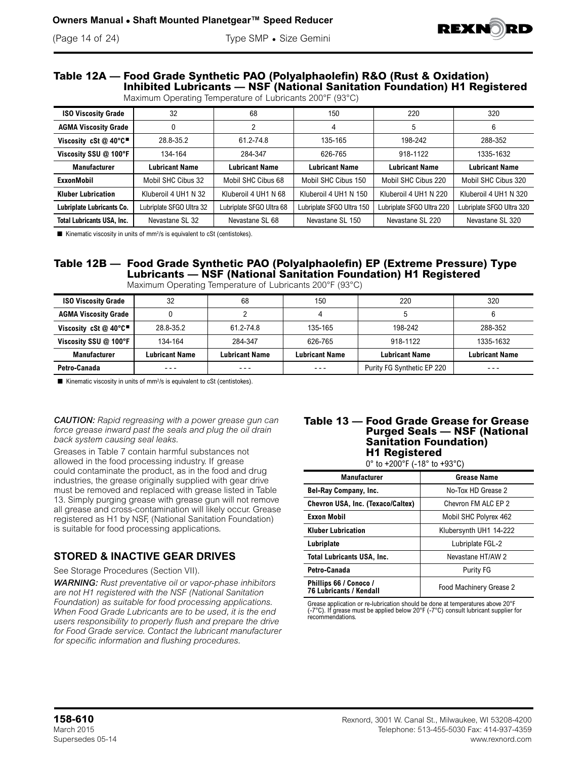## Table 12A — Food Grade Synthetic PAO (Polyalphaolefin) R&O (Rust & Oxidation) Inhibited Lubricants — NSF (National Sanitation Foundation) H1 Registered

Maximum Operating Temperature of Lubricants 200°F (93°C)

| ISO Viscosity Grade | 32 | 68 | 150 | 220 | 320 |
|---|---|---|---|---|---|
| AGMA Viscosity Grade | 0 | 2 | 4 | 5 | 6 |
| Viscosity cSt @ 40°C■ | 28.8-35.2 | 61.2-74.8 | 135-165 | 198-242 | 288-352 |
| Viscosity SSU @ 100°F | 134-164 | 284-347 | 626-765 | 918-1122 | 1335-1632 |
| **Manufacturer** | **Lubricant Name** | **Lubricant Name** | **Lubricant Name** | **Lubricant Name** | **Lubricant Name** |
| ExxonMobil | Mobil SHC Cibus 32 | Mobil SHC Cibus 68 | Mobil SHC Cibus 150 | Mobil SHC Cibus 220 | Mobil SHC Cibus 320 |
| Kluber Lubrication | Kluberoil 4 UH1 N 32 | Kluberoil 4 UH1 N 68 | Kluberoil 4 UH1 N 150 | Kluberoil 4 UH1 N 220 | Kluberoil 4 UH1 N 320 |
| Lubriplate Lubricants Co. | Lubriplate SFGO Ultra 32 | Lubriplate SFGO Ultra 68 | Lubriplate SFGO Ultra 150 | Lubriplate SFGO Ultra 220 | Lubriplate SFGO Ultra 320 |
| Total Lubricants USA, Inc. | Nevastane SL 32 | Nevastane SL 68 | Nevastane SL 150 | Nevastane SL 220 | Nevastane SL 320 |

■ Kinematic viscosity in units of mm²/s is equivalent to cSt (centistokes).

## Table 12B — Food Grade Synthetic PAO (Polyalphaolefin) EP (Extreme Pressure) Type Lubricants — NSF (National Sanitation Foundation) H1 Registered

Maximum Operating Temperature of Lubricants 200°F (93°C)

| ISO Viscosity Grade | 32 | 68 | 150 | 220 | 320 |
|---|---|---|---|---|---|
| AGMA Viscosity Grade | 0 | 2 | 4 | 5 | 6 |
| Viscosity cSt @ 40°C■ | 28.8-35.2 | 61.2-74.8 | 135-165 | 198-242 | 288-352 |
| Viscosity SSU @ 100°F | 134-164 | 284-347 | 626-765 | 918-1122 | 1335-1632 |
| **Manufacturer** | **Lubricant Name** | **Lubricant Name** | **Lubricant Name** | **Lubricant Name** | **Lubricant Name** |
| Petro-Canada | - - - | - - - | - - - | Purity FG Synthetic EP 220 | - - - |

■ Kinematic viscosity in units of mm²/s is equivalent to cSt (centistokes).

***CAUTION:*** *Rapid regreasing with a power grease gun can force grease inward past the seals and plug the oil drain back system causing seal leaks.*

Greases in Table 7 contain harmful substances not allowed in the food processing industry. If grease could contaminate the product, as in the food and drug industries, the grease originally supplied with gear drive must be removed and replaced with grease listed in Table 13. Simply purging grease with grease gun will not remove all grease and cross-contamination will likely occur. Grease registered as H1 by NSF, (National Sanitation Foundation) is suitable for food processing applications.

### STORED & INACTIVE GEAR DRIVES

See Storage Procedures (Section VII).

***WARNING:*** *Rust preventative oil or vapor-phase inhibitors are not H1 registered with the NSF (National Sanitation Foundation) as suitable for food processing applications. When Food Grade Lubricants are to be used, it is the end users responsibility to properly flush and prepare the drive for Food Grade service. Contact the lubricant manufacturer for specific information and flushing procedures.*

## Table 13 — Food Grade Grease for Grease Purged Seals — NSF (National Sanitation Foundation) H1 Registered

0° to +200°F (-18° to +93°C)

| Manufacturer | Grease Name |
|---|---|
| Bel-Ray Company, Inc. | No-Tox HD Grease 2 |
| Chevron USA, Inc. (Texaco/Caltex) | Chevron FM ALC EP 2 |
| Exxon Mobil | Mobil SHC Polyrex 462 |
| Kluber Lubrication | Klubersynth UH1 14-222 |
| Lubriplate | Lubriplate FGL-2 |
| Total Lubricants USA, Inc. | Nevastane HT/AW 2 |
| Petro-Canada | Purity FG |
| Phillips 66 / Conoco / 76 Lubricants / Kendall | Food Machinery Grease 2 |

Grease application or re-lubrication should be done at temperatures above 20°F (-7°C). If grease must be applied below 20°F (-7°C) consult lubricant supplier for recommendations.

**158-610**
March 2015
Supersedes 05-14

Rexnord, 3001 W. Canal St., Milwaukee, WI 53208-4200
Telephone: 513-455-5030 Fax: 414-937-4359
www.rexnord.com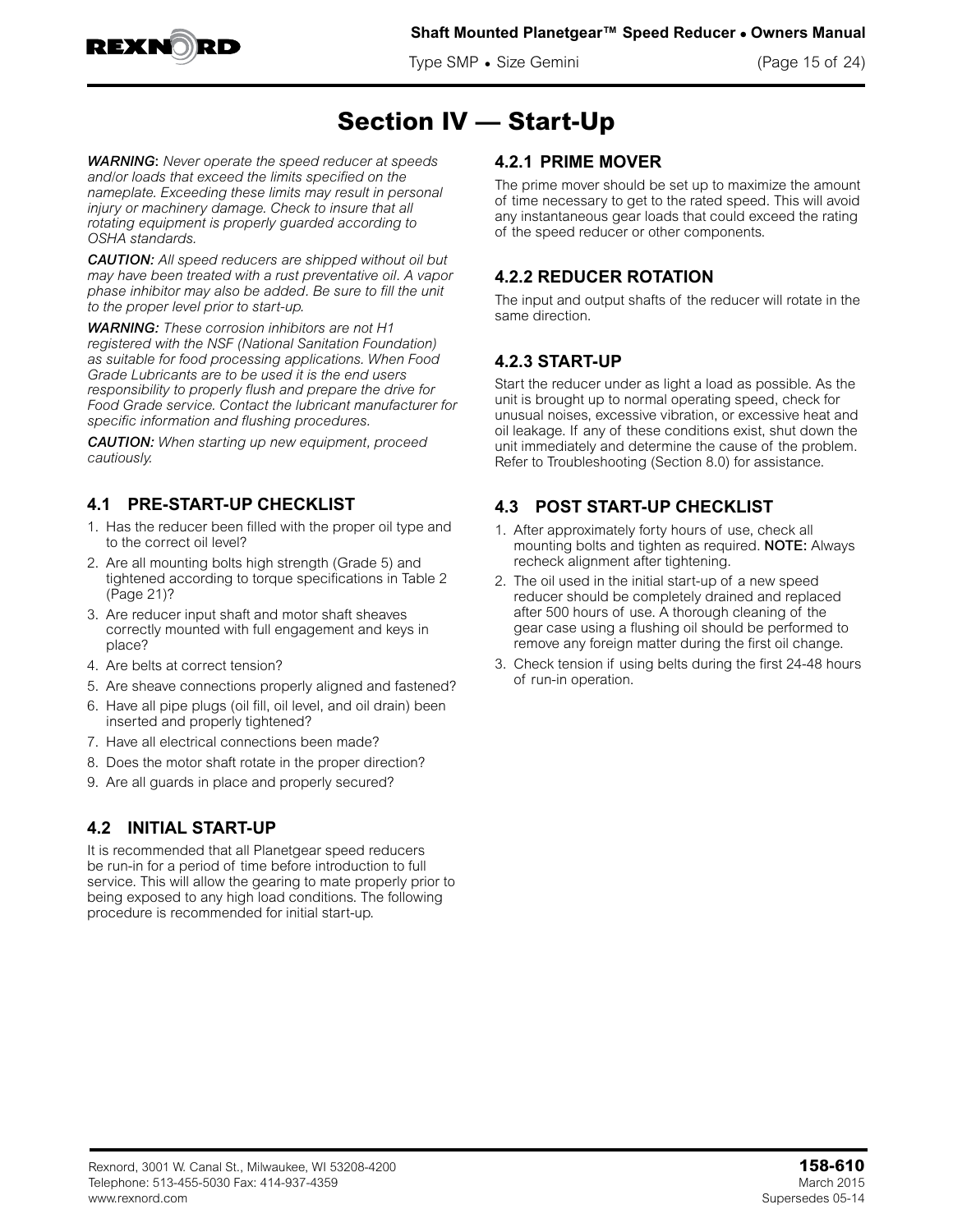# Section IV — Start-Up

***WARNING***: *Never operate the speed reducer at speeds and/or loads that exceed the limits specified on the nameplate. Exceeding these limits may result in personal injury or machinery damage. Check to insure that all rotating equipment is properly guarded according to OSHA standards.*

***CAUTION:*** *All speed reducers are shipped without oil but may have been treated with a rust preventative oil. A vapor phase inhibitor may also be added. Be sure to fill the unit to the proper level prior to start-up.*

***WARNING:*** *These corrosion inhibitors are not H1 registered with the NSF (National Sanitation Foundation) as suitable for food processing applications. When Food Grade Lubricants are to be used it is the end users responsibility to properly flush and prepare the drive for Food Grade service. Contact the lubricant manufacturer for specific information and flushing procedures.*

***CAUTION:*** *When starting up new equipment, proceed cautiously.*

## 4.1 PRE-START-UP CHECKLIST

1. Has the reducer been filled with the proper oil type and to the correct oil level?
2. Are all mounting bolts high strength (Grade 5) and tightened according to torque specifications in Table 2 (Page 21)?
3. Are reducer input shaft and motor shaft sheaves correctly mounted with full engagement and keys in place?
4. Are belts at correct tension?
5. Are sheave connections properly aligned and fastened?
6. Have all pipe plugs (oil fill, oil level, and oil drain) been inserted and properly tightened?
7. Have all electrical connections been made?
8. Does the motor shaft rotate in the proper direction?
9. Are all guards in place and properly secured?

## 4.2 INITIAL START-UP

It is recommended that all Planetgear speed reducers be run-in for a period of time before introduction to full service. This will allow the gearing to mate properly prior to being exposed to any high load conditions. The following procedure is recommended for initial start-up.

### 4.2.1 PRIME MOVER

The prime mover should be set up to maximize the amount of time necessary to get to the rated speed. This will avoid any instantaneous gear loads that could exceed the rating of the speed reducer or other components.

### 4.2.2 REDUCER ROTATION

The input and output shafts of the reducer will rotate in the same direction.

### 4.2.3 START-UP

Start the reducer under as light a load as possible. As the unit is brought up to normal operating speed, check for unusual noises, excessive vibration, or excessive heat and oil leakage. If any of these conditions exist, shut down the unit immediately and determine the cause of the problem. Refer to Troubleshooting (Section 8.0) for assistance.

## 4.3 POST START-UP CHECKLIST

1. After approximately forty hours of use, check all mounting bolts and tighten as required. **NOTE:** Always recheck alignment after tightening.
2. The oil used in the initial start-up of a new speed reducer should be completely drained and replaced after 500 hours of use. A thorough cleaning of the gear case using a flushing oil should be performed to remove any foreign matter during the first oil change.
3. Check tension if using belts during the first 24-48 hours of run-in operation.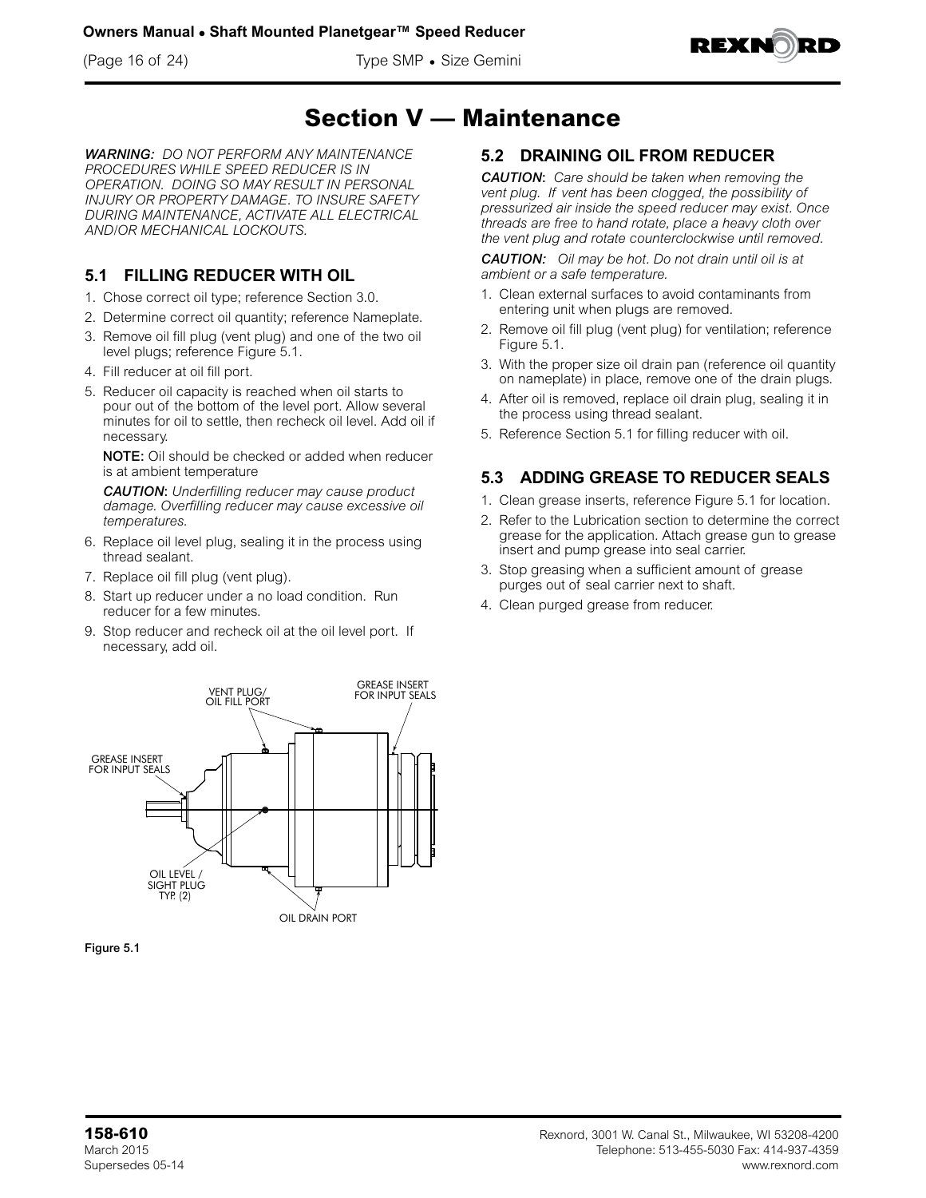# Section V — Maintenance

***WARNING:** DO NOT PERFORM ANY MAINTENANCE PROCEDURES WHILE SPEED REDUCER IS IN OPERATION. DOING SO MAY RESULT IN PERSONAL INJURY OR PROPERTY DAMAGE. TO INSURE SAFETY DURING MAINTENANCE, ACTIVATE ALL ELECTRICAL AND/OR MECHANICAL LOCKOUTS.*

## 5.1 FILLING REDUCER WITH OIL

1. Chose correct oil type; reference Section 3.0.
2. Determine correct oil quantity; reference Nameplate.
3. Remove oil fill plug (vent plug) and one of the two oil level plugs; reference Figure 5.1.
4. Fill reducer at oil fill port.
5. Reducer oil capacity is reached when oil starts to pour out of the bottom of the level port. Allow several minutes for oil to settle, then recheck oil level. Add oil if necessary.

   **NOTE:** Oil should be checked or added when reducer is at ambient temperature

   ***CAUTION:** Underfilling reducer may cause product damage. Overfilling reducer may cause excessive oil temperatures.*
6. Replace oil level plug, sealing it in the process using thread sealant.
7. Replace oil fill plug (vent plug).
8. Start up reducer under a no load condition. Run reducer for a few minutes.
9. Stop reducer and recheck oil at the oil level port. If necessary, add oil.

VENT PLUG/ OIL FILL PORT

GREASE INSERT FOR INPUT SEALS

GREASE INSERT FOR INPUT SEALS

OIL LEVEL / SIGHT PLUG TYP. (2)

OIL DRAIN PORT

Figure 5.1

## 5.2 DRAINING OIL FROM REDUCER

***CAUTION:** Care should be taken when removing the vent plug. If vent has been clogged, the possibility of pressurized air inside the speed reducer may exist. Once threads are free to hand rotate, place a heavy cloth over the vent plug and rotate counterclockwise until removed.*

***CAUTION:** Oil may be hot. Do not drain until oil is at ambient or a safe temperature.*

1. Clean external surfaces to avoid contaminants from entering unit when plugs are removed.
2. Remove oil fill plug (vent plug) for ventilation; reference Figure 5.1.
3. With the proper size oil drain pan (reference oil quantity on nameplate) in place, remove one of the drain plugs.
4. After oil is removed, replace oil drain plug, sealing it in the process using thread sealant.
5. Reference Section 5.1 for filling reducer with oil.

## 5.3 ADDING GREASE TO REDUCER SEALS

1. Clean grease inserts, reference Figure 5.1 for location.
2. Refer to the Lubrication section to determine the correct grease for the application. Attach grease gun to grease insert and pump grease into seal carrier.
3. Stop greasing when a sufficient amount of grease purges out of seal carrier next to shaft.
4. Clean purged grease from reducer.

**158-610**
March 2015
Supersedes 05-14

Rexnord, 3001 W. Canal St., Milwaukee, WI 53208-4200
Telephone: 513-455-5030 Fax: 414-937-4359
www.rexnord.com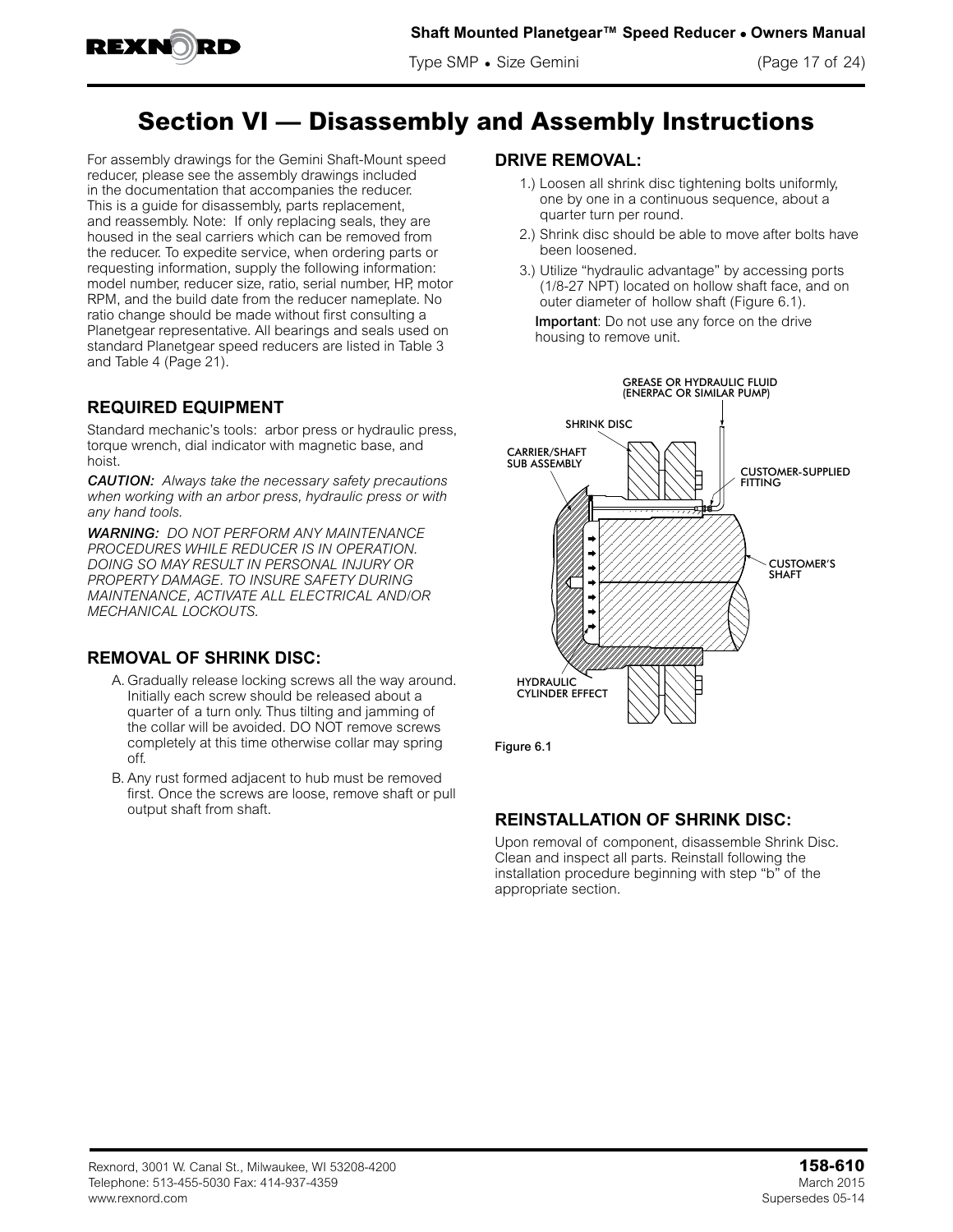# Section VI — Disassembly and Assembly Instructions

For assembly drawings for the Gemini Shaft-Mount speed reducer, please see the assembly drawings included in the documentation that accompanies the reducer. This is a guide for disassembly, parts replacement, and reassembly. Note: If only replacing seals, they are housed in the seal carriers which can be removed from the reducer. To expedite service, when ordering parts or requesting information, supply the following information: model number, reducer size, ratio, serial number, HP, motor RPM, and the build date from the reducer nameplate. No ratio change should be made without first consulting a Planetgear representative. All bearings and seals used on standard Planetgear speed reducers are listed in Table 3 and Table 4 (Page 21).

### REQUIRED EQUIPMENT

Standard mechanic's tools: arbor press or hydraulic press, torque wrench, dial indicator with magnetic base, and hoist.

***CAUTION:*** *Always take the necessary safety precautions when working with an arbor press, hydraulic press or with any hand tools.*

***WARNING:*** *DO NOT PERFORM ANY MAINTENANCE PROCEDURES WHILE REDUCER IS IN OPERATION. DOING SO MAY RESULT IN PERSONAL INJURY OR PROPERTY DAMAGE. TO INSURE SAFETY DURING MAINTENANCE, ACTIVATE ALL ELECTRICAL AND/OR MECHANICAL LOCKOUTS.*

### REMOVAL OF SHRINK DISC:

A. Gradually release locking screws all the way around. Initially each screw should be released about a quarter of a turn only. Thus tilting and jamming of the collar will be avoided. DO NOT remove screws completely at this time otherwise collar may spring off.

B. Any rust formed adjacent to hub must be removed first. Once the screws are loose, remove shaft or pull output shaft from shaft.

### DRIVE REMOVAL:

1.) Loosen all shrink disc tightening bolts uniformly, one by one in a continuous sequence, about a quarter turn per round.

2.) Shrink disc should be able to move after bolts have been loosened.

3.) Utilize "hydraulic advantage" by accessing ports (1/8-27 NPT) located on hollow shaft face, and on outer diameter of hollow shaft (Figure 6.1).

**Important**: Do not use any force on the drive housing to remove unit.

GREASE OR HYDRAULIC FLUID (ENERPAC OR SIMILAR PUMP)
SHRINK DISC
CARRIER/SHAFT SUB ASSEMBLY
CUSTOMER-SUPPLIED FITTING
CUSTOMER'S SHAFT
HYDRAULIC CYLINDER EFFECT

Figure 6.1

### REINSTALLATION OF SHRINK DISC:

Upon removal of component, disassemble Shrink Disc. Clean and inspect all parts. Reinstall following the installation procedure beginning with step "b" of the appropriate section.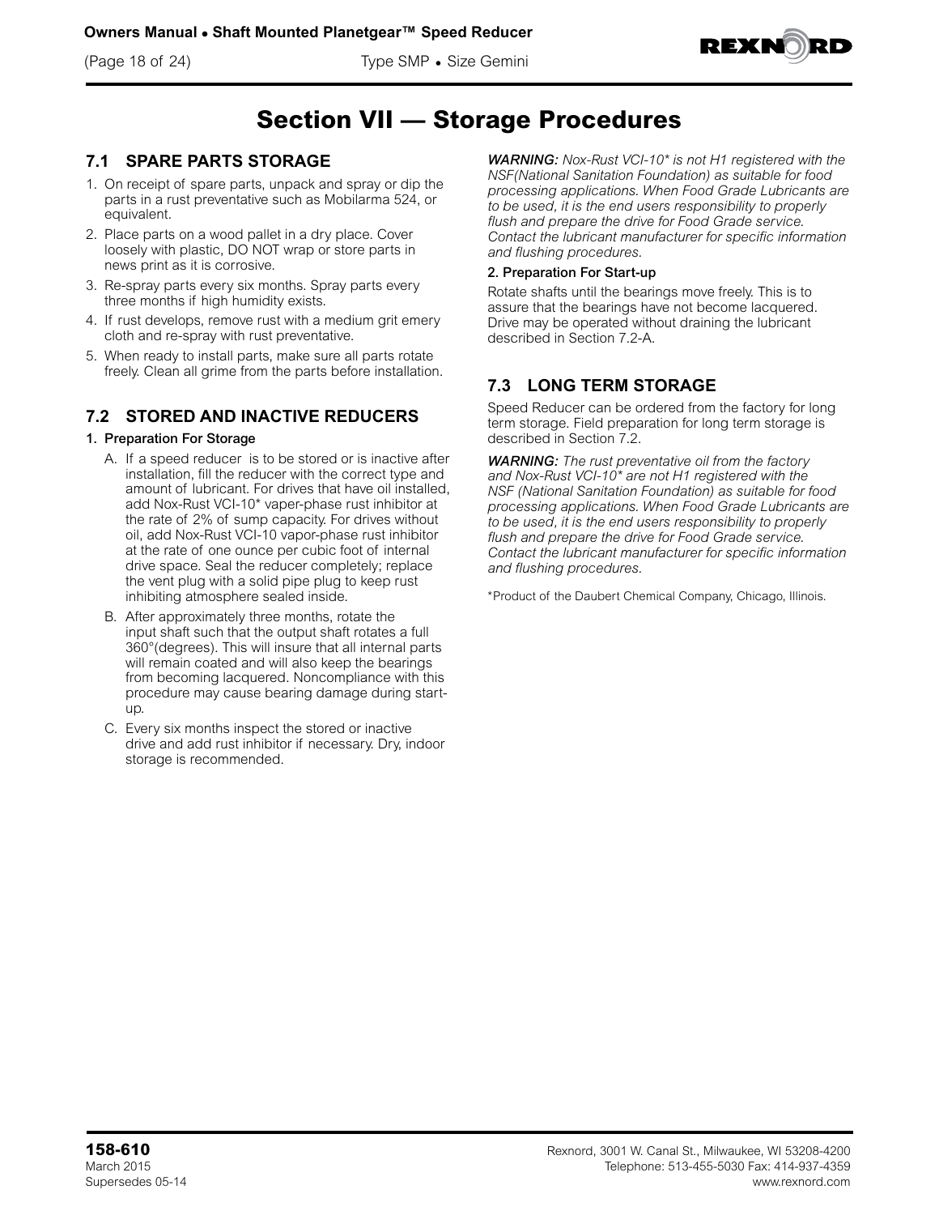# Section VII — Storage Procedures

## 7.1 SPARE PARTS STORAGE

1. On receipt of spare parts, unpack and spray or dip the parts in a rust preventative such as Mobilarma 524, or equivalent.
2. Place parts on a wood pallet in a dry place. Cover loosely with plastic, DO NOT wrap or store parts in news print as it is corrosive.
3. Re-spray parts every six months. Spray parts every three months if high humidity exists.
4. If rust develops, remove rust with a medium grit emery cloth and re-spray with rust preventative.
5. When ready to install parts, make sure all parts rotate freely. Clean all grime from the parts before installation.

## 7.2 STORED AND INACTIVE REDUCERS

**1. Preparation For Storage**

A. If a speed reducer is to be stored or is inactive after installation, fill the reducer with the correct type and amount of lubricant. For drives that have oil installed, add Nox-Rust VCI-10* vaper-phase rust inhibitor at the rate of 2% of sump capacity. For drives without oil, add Nox-Rust VCI-10 vapor-phase rust inhibitor at the rate of one ounce per cubic foot of internal drive space. Seal the reducer completely; replace the vent plug with a solid pipe plug to keep rust inhibiting atmosphere sealed inside.

B. After approximately three months, rotate the input shaft such that the output shaft rotates a full 360°(degrees). This will insure that all internal parts will remain coated and will also keep the bearings from becoming lacquered. Noncompliance with this procedure may cause bearing damage during start-up.

C. Every six months inspect the stored or inactive drive and add rust inhibitor if necessary. Dry, indoor storage is recommended.

***WARNING:*** *Nox-Rust VCI-10* is not H1 registered with the NSF(National Sanitation Foundation) as suitable for food processing applications. When Food Grade Lubricants are to be used, it is the end users responsibility to properly flush and prepare the drive for Food Grade service. Contact the lubricant manufacturer for specific information and flushing procedures.*

**2. Preparation For Start-up**

Rotate shafts until the bearings move freely. This is to assure that the bearings have not become lacquered. Drive may be operated without draining the lubricant described in Section 7.2-A.

## 7.3 LONG TERM STORAGE

Speed Reducer can be ordered from the factory for long term storage. Field preparation for long term storage is described in Section 7.2.

***WARNING:*** *The rust preventative oil from the factory and Nox-Rust VCI-10* are not H1 registered with the NSF (National Sanitation Foundation) as suitable for food processing applications. When Food Grade Lubricants are to be used, it is the end users responsibility to properly flush and prepare the drive for Food Grade service. Contact the lubricant manufacturer for specific information and flushing procedures.*

*Product of the Daubert Chemical Company, Chicago, Illinois.

**158-610**
March 2015
Supersedes 05-14

Rexnord, 3001 W. Canal St., Milwaukee, WI 53208-4200
Telephone: 513-455-5030 Fax: 414-937-4359
www.rexnord.com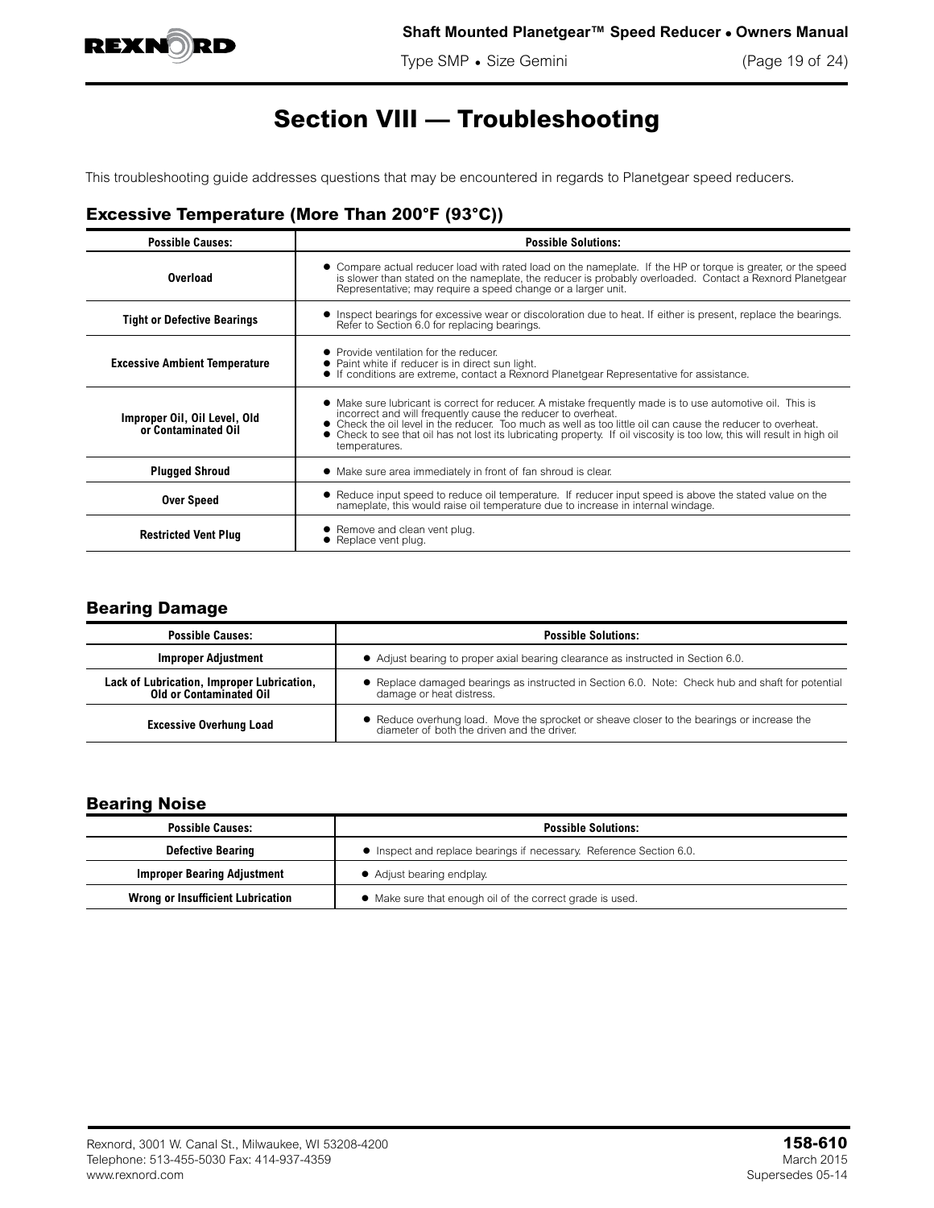# Section VIII — Troubleshooting

This troubleshooting guide addresses questions that may be encountered in regards to Planetgear speed reducers.

## Excessive Temperature (More Than 200°F (93°C))

| Possible Causes: | Possible Solutions: |
| --- | --- |
| **Overload** | ● Compare actual reducer load with rated load on the nameplate. If the HP or torque is greater, or the speed is slower than stated on the nameplate, the reducer is probably overloaded. Contact a Rexnord Planetgear Representative; may require a speed change or a larger unit. |
| **Tight or Defective Bearings** | ● Inspect bearings for excessive wear or discoloration due to heat. If either is present, replace the bearings. Refer to Section 6.0 for replacing bearings. |
| **Excessive Ambient Temperature** | ● Provide ventilation for the reducer.<br>● Paint white if reducer is in direct sun light.<br>● If conditions are extreme, contact a Rexnord Planetgear Representative for assistance. |
| **Improper Oil, Oil Level, Old or Contaminated Oil** | ● Make sure lubricant is correct for reducer. A mistake frequently made is to use automotive oil. This is incorrect and will frequently cause the reducer to overheat.<br>● Check the oil level in the reducer. Too much as well as too little oil can cause the reducer to overheat.<br>● Check to see that oil has not lost its lubricating property. If oil viscosity is too low, this will result in high oil temperatures. |
| **Plugged Shroud** | ● Make sure area immediately in front of fan shroud is clear. |
| **Over Speed** | ● Reduce input speed to reduce oil temperature. If reducer input speed is above the stated value on the nameplate, this would raise oil temperature due to increase in internal windage. |
| **Restricted Vent Plug** | ● Remove and clean vent plug.<br>● Replace vent plug. |

## Bearing Damage

| Possible Causes: | Possible Solutions: |
| --- | --- |
| **Improper Adjustment** | ● Adjust bearing to proper axial bearing clearance as instructed in Section 6.0. |
| **Lack of Lubrication, Improper Lubrication, Old or Contaminated Oil** | ● Replace damaged bearings as instructed in Section 6.0. Note: Check hub and shaft for potential damage or heat distress. |
| **Excessive Overhung Load** | ● Reduce overhung load. Move the sprocket or sheave closer to the bearings or increase the diameter of both the driven and the driver. |

## Bearing Noise

| Possible Causes: | Possible Solutions: |
| --- | --- |
| **Defective Bearing** | ● Inspect and replace bearings if necessary. Reference Section 6.0. |
| **Improper Bearing Adjustment** | ● Adjust bearing endplay. |
| **Wrong or Insufficient Lubrication** | ● Make sure that enough oil of the correct grade is used. |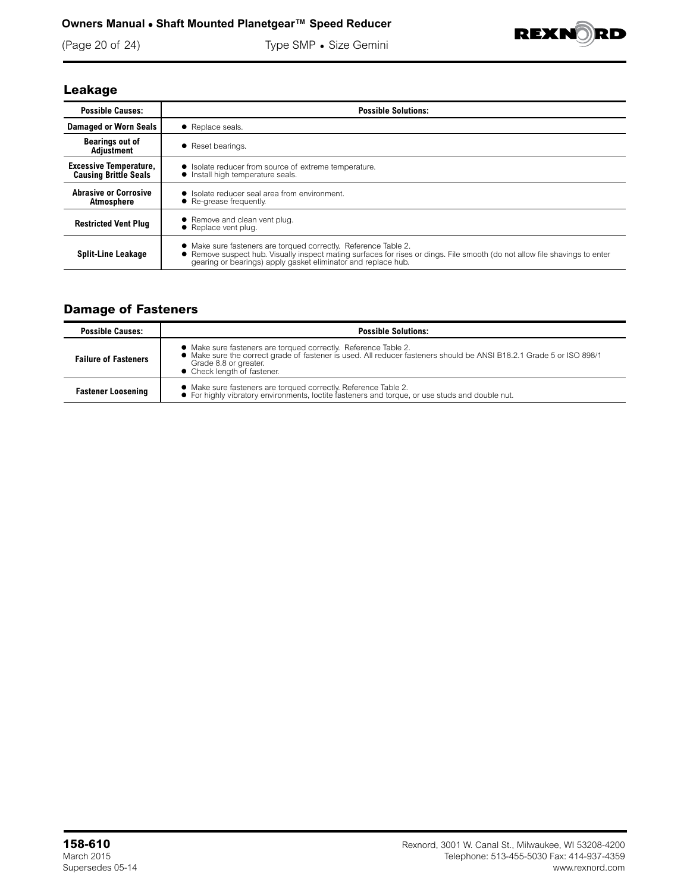## Leakage

| Possible Causes: | Possible Solutions: |
|---|---|
| Damaged or Worn Seals | ● Replace seals. |
| Bearings out of Adjustment | ● Reset bearings. |
| Excessive Temperature, Causing Brittle Seals | ● Isolate reducer from source of extreme temperature.<br>● Install high temperature seals. |
| Abrasive or Corrosive Atmosphere | ● Isolate reducer seal area from environment.<br>● Re-grease frequently. |
| Restricted Vent Plug | ● Remove and clean vent plug.<br>● Replace vent plug. |
| Split-Line Leakage | ● Make sure fasteners are torqued correctly. Reference Table 2.<br>● Remove suspect hub. Visually inspect mating surfaces for rises or dings. File smooth (do not allow file shavings to enter gearing or bearings) apply gasket eliminator and replace hub. |

## Damage of Fasteners

| Possible Causes: | Possible Solutions: |
|---|---|
| Failure of Fasteners | ● Make sure fasteners are torqued correctly. Reference Table 2.<br>● Make sure the correct grade of fastener is used. All reducer fasteners should be ANSI B18.2.1 Grade 5 or ISO 898/1 Grade 8.8 or greater.<br>● Check length of fastener. |
| Fastener Loosening | ● Make sure fasteners are torqued correctly. Reference Table 2.<br>● For highly vibratory environments, loctite fasteners and torque, or use studs and double nut. |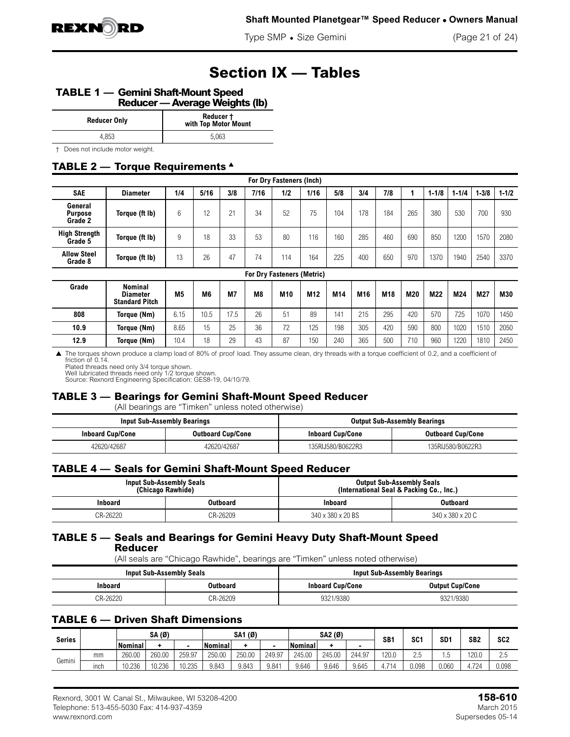# Section IX — Tables

## TABLE 1 — Gemini Shaft-Mount Speed Reducer — Average Weights (lb)

| Reducer Only | Reducer † with Top Motor Mount |
|---|---|
| 4,853 | 5,063 |

† Does not include motor weight.

## TABLE 2 — Torque Requirements ▲

| For Dry Fasteners (Inch) | | | | | | | | | | | | | | | |
|---|---|---|---|---|---|---|---|---|---|---|---|---|---|---|---|
| SAE | Diameter | 1/4 | 5/16 | 3/8 | 7/16 | 1/2 | 1/16 | 5/8 | 3/4 | 7/8 | 1 | 1-1/8 | 1-1/4 | 1-3/8 | 1-1/2 |
| General Purpose Grade 2 | Torque (ft lb) | 6 | 12 | 21 | 34 | 52 | 75 | 104 | 178 | 184 | 265 | 380 | 530 | 700 | 930 |
| High Strength Grade 5 | Torque (ft lb) | 9 | 18 | 33 | 53 | 80 | 116 | 160 | 285 | 460 | 690 | 850 | 1200 | 1570 | 2080 |
| Allow Steel Grade 8 | Torque (ft lb) | 13 | 26 | 47 | 74 | 114 | 164 | 225 | 400 | 650 | 970 | 1370 | 1940 | 2540 | 3370 |
| **For Dry Fasteners (Metric)** | | | | | | | | | | | | | | | |
| Grade | Nominal Diameter Standard Pitch | M5 | M6 | M7 | M8 | M10 | M12 | M14 | M16 | M18 | M20 | M22 | M24 | M27 | M30 |
| 808 | Torque (Nm) | 6.15 | 10.5 | 17.5 | 26 | 51 | 89 | 141 | 215 | 295 | 420 | 570 | 725 | 1070 | 1450 |
| 10.9 | Torque (Nm) | 8.65 | 15 | 25 | 36 | 72 | 125 | 198 | 305 | 420 | 590 | 800 | 1020 | 1510 | 2050 |
| 12.9 | Torque (Nm) | 10.4 | 18 | 29 | 43 | 87 | 150 | 240 | 365 | 500 | 710 | 960 | 1220 | 1810 | 2450 |

▲ The torques shown produce a clamp load of 80% of proof load. They assume clean, dry threads with a torque coefficient of 0.2, and a coefficient of friction of 0.14.
Plated threads need only 3/4 torque shown.
Well lubricated threads need only 1/2 torque shown.
Source: Rexnord Engineering Specification: GES8-19, 04/10/79.

## TABLE 3 — Bearings for Gemini Shaft-Mount Speed Reducer

(All bearings are "Timken" unless noted otherwise)

| Input Sub-Assembly Bearings | | Output Sub-Assembly Bearings | |
|---|---|---|---|
| Inboard Cup/Cone | Outboard Cup/Cone | Inboard Cup/Cone | Outboard Cup/Cone |
| 42620/42687 | 42620/42687 | 135RIJ580/B0622R3 | 135RIJ580/B0622R3 |

## TABLE 4 — Seals for Gemini Shaft-Mount Speed Reducer

| Input Sub-Assembly Seals (Chicago Rawhide) | | Output Sub-Assembly Seals (International Seal & Packing Co., Inc.) | |
|---|---|---|---|
| Inboard | Outboard | Inboard | Outboard |
| CR-26220 | CR-26209 | 340 x 380 x 20 BS | 340 x 380 x 20 C |

## TABLE 5 — Seals and Bearings for Gemini Heavy Duty Shaft-Mount Speed Reducer

(All seals are "Chicago Rawhide", bearings are "Timken" unless noted otherwise)

| Input Sub-Assembly Seals | | Input Sub-Assembly Bearings | |
|---|---|---|---|
| Inboard | Outboard | Inboard Cup/Cone | Output Cup/Cone |
| CR-26220 | CR-26209 | 9321/9380 | 9321/9380 |

## TABLE 6 — Driven Shaft Dimensions

| Series | | SA (Ø) | | | SA1 (Ø) | | | SA2 (Ø) | | | SB1 | SC1 | SD1 | SB2 | SC2 |
|---|---|---|---|---|---|---|---|---|---|---|---|---|---|---|---|
| | | Nominal | + | - | Nominal | + | - | Nominal | + | - | | | | | |
| Gemini | mm | 260.00 | 260.00 | 259.97 | 250.00 | 250.00 | 249.97 | 245.00 | 245.00 | 244.97 | 120.0 | 2.5 | 1.5 | 120.0 | 2.5 |
| | inch | 10.236 | 10.236 | 10.235 | 9.843 | 9.843 | 9.841 | 9.646 | 9.646 | 9.645 | 4.714 | 0.098 | 0.060 | 4.724 | 0.098 |

Rexnord, 3001 W. Canal St., Milwaukee, WI 53208-4200
Telephone: 513-455-5030 Fax: 414-937-4359
www.rexnord.com

**158-610**
March 2015
Supersedes 05-14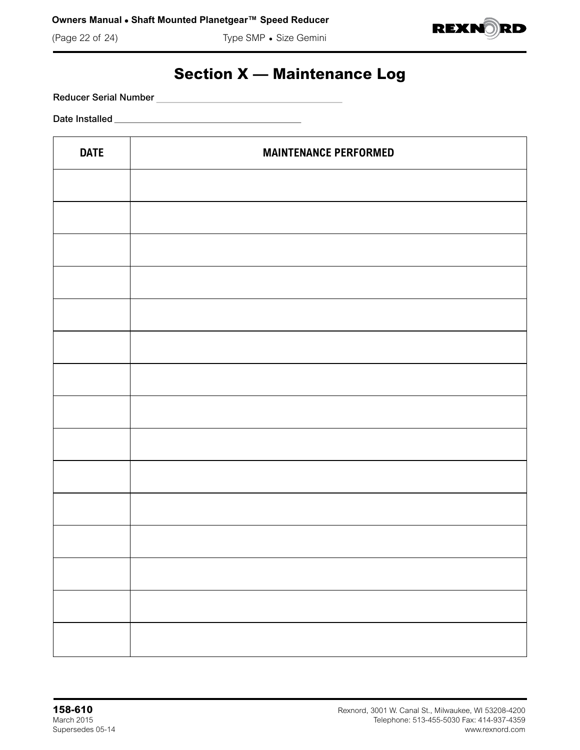# Section X — Maintenance Log

Reducer Serial Number ___________________________________

Date Installed ___________________________________

| DATE | MAINTENANCE PERFORMED |
|---|---|
| | |
| | |
| | |
| | |
| | |
| | |
| | |
| | |
| | |
| | |
| | |
| | |
| | |
| | |
| | |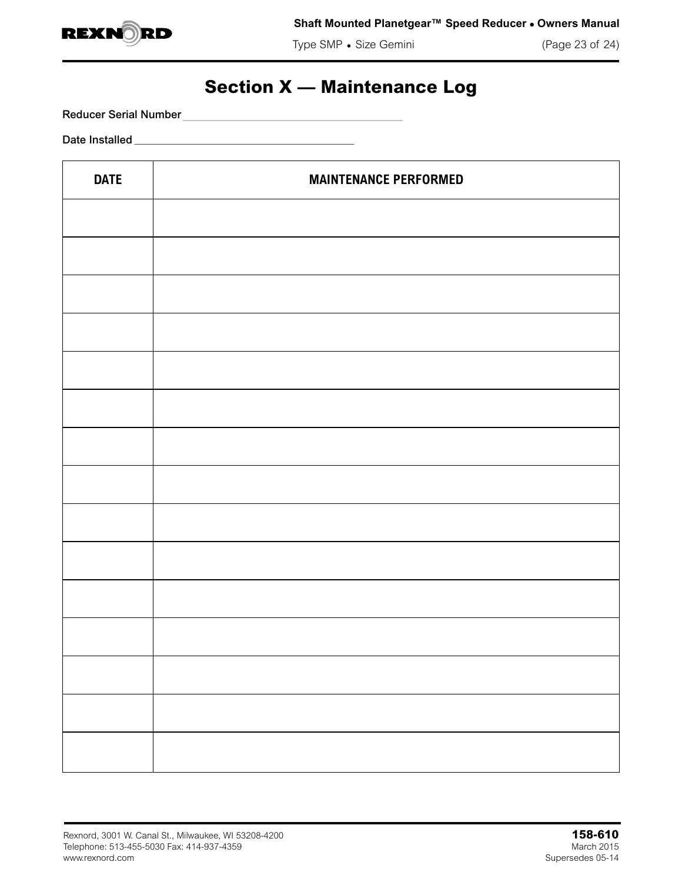# Section X — Maintenance Log

Reducer Serial Number ___________________________________

Date Installed ___________________________________

| DATE | MAINTENANCE PERFORMED |
|---|---|
| | |
| | |
| | |
| | |
| | |
| | |
| | |
| | |
| | |
| | |
| | |
| | |
| | |
| | |
| | |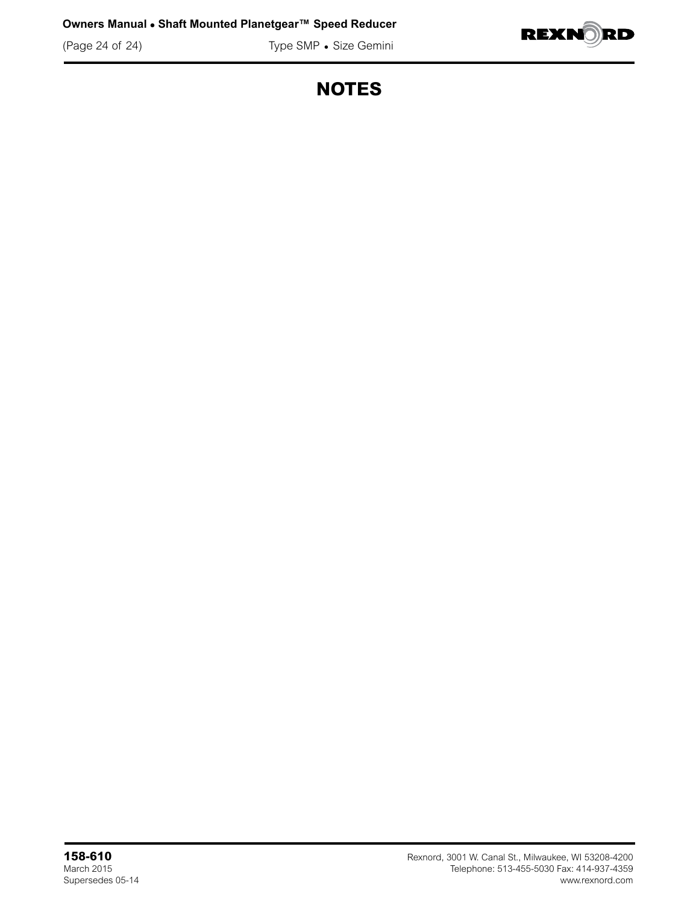# NOTES

**158-610**
March 2015
Supersedes 05-14

Rexnord, 3001 W. Canal St., Milwaukee, WI 53208-4200
Telephone: 513-455-5030 Fax: 414-937-4359
www.rexnord.com